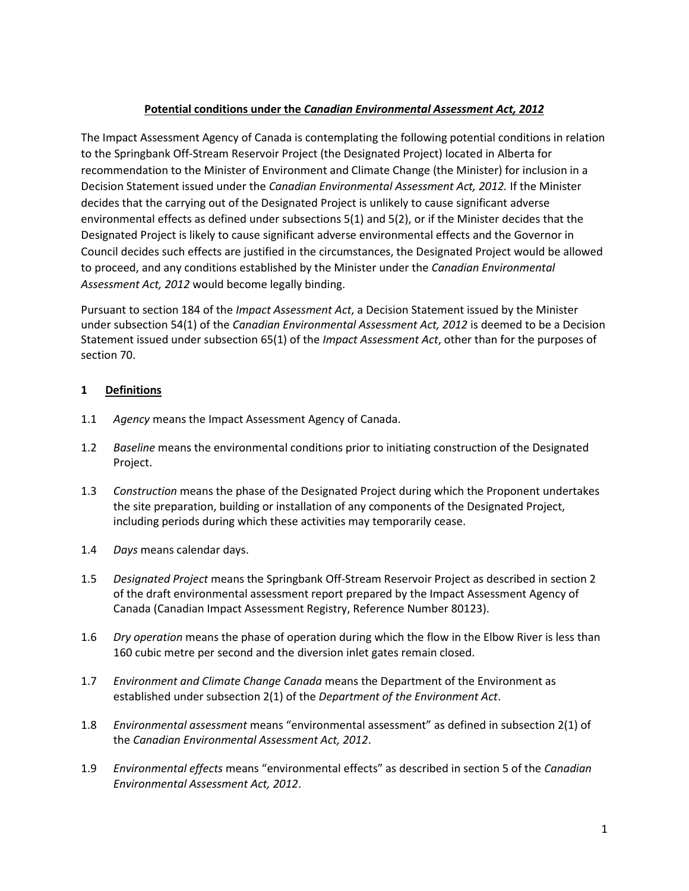**Potential conditions under the *Canadian Environmental Assessment Act, 2012***

The Impact Assessment Agency of Canada is contemplating the following potential conditions in relation to the Springbank Off-Stream Reservoir Project (the Designated Project) located in Alberta for recommendation to the Minister of Environment and Climate Change (the Minister) for inclusion in a Decision Statement issued under the *Canadian Environmental Assessment Act, 2012.* If the Minister decides that the carrying out of the Designated Project is unlikely to cause significant adverse environmental effects as defined under subsections 5(1) and 5(2), or if the Minister decides that the Designated Project is likely to cause significant adverse environmental effects and the Governor in Council decides such effects are justified in the circumstances, the Designated Project would be allowed to proceed, and any conditions established by the Minister under the *Canadian Environmental Assessment Act, 2012* would become legally binding.

Pursuant to section 184 of the *Impact Assessment Act*, a Decision Statement issued by the Minister under subsection 54(1) of the *Canadian Environmental Assessment Act, 2012* is deemed to be a Decision Statement issued under subsection 65(1) of the *Impact Assessment Act*, other than for the purposes of section 70.

## 1 Definitions

1.1 *Agency* means the Impact Assessment Agency of Canada.

1.2 *Baseline* means the environmental conditions prior to initiating construction of the Designated Project.

1.3 *Construction* means the phase of the Designated Project during which the Proponent undertakes the site preparation, building or installation of any components of the Designated Project, including periods during which these activities may temporarily cease.

1.4 *Days* means calendar days.

1.5 *Designated Project* means the Springbank Off-Stream Reservoir Project as described in section 2 of the draft environmental assessment report prepared by the Impact Assessment Agency of Canada (Canadian Impact Assessment Registry, Reference Number 80123).

1.6 *Dry operation* means the phase of operation during which the flow in the Elbow River is less than 160 cubic metre per second and the diversion inlet gates remain closed.

1.7 *Environment and Climate Change Canada* means the Department of the Environment as established under subsection 2(1) of the *Department of the Environment Act*.

1.8 *Environmental assessment* means "environmental assessment" as defined in subsection 2(1) of the *Canadian Environmental Assessment Act, 2012*.

1.9 *Environmental effects* means "environmental effects" as described in section 5 of the *Canadian Environmental Assessment Act, 2012*.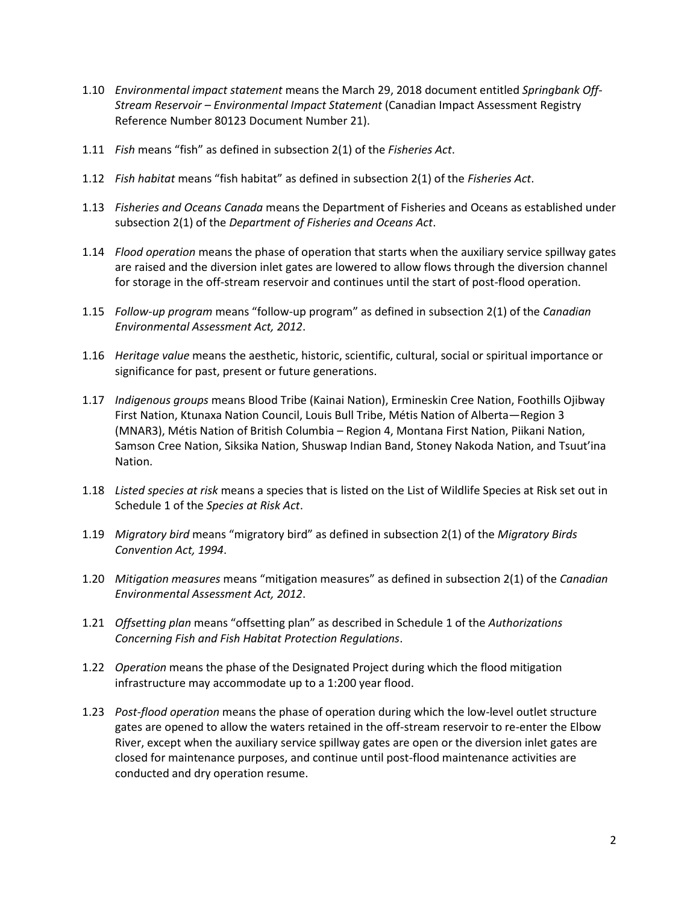1.10 *Environmental impact statement* means the March 29, 2018 document entitled *Springbank Off-Stream Reservoir – Environmental Impact Statement* (Canadian Impact Assessment Registry Reference Number 80123 Document Number 21).

1.11 *Fish* means "fish" as defined in subsection 2(1) of the *Fisheries Act*.

1.12 *Fish habitat* means "fish habitat" as defined in subsection 2(1) of the *Fisheries Act*.

1.13 *Fisheries and Oceans Canada* means the Department of Fisheries and Oceans as established under subsection 2(1) of the *Department of Fisheries and Oceans Act*.

1.14 *Flood operation* means the phase of operation that starts when the auxiliary service spillway gates are raised and the diversion inlet gates are lowered to allow flows through the diversion channel for storage in the off-stream reservoir and continues until the start of post-flood operation.

1.15 *Follow-up program* means "follow-up program" as defined in subsection 2(1) of the *Canadian Environmental Assessment Act, 2012*.

1.16 *Heritage value* means the aesthetic, historic, scientific, cultural, social or spiritual importance or significance for past, present or future generations.

1.17 *Indigenous groups* means Blood Tribe (Kainai Nation), Ermineskin Cree Nation, Foothills Ojibway First Nation, Ktunaxa Nation Council, Louis Bull Tribe, Métis Nation of Alberta—Region 3 (MNAR3), Métis Nation of British Columbia – Region 4, Montana First Nation, Piikani Nation, Samson Cree Nation, Siksika Nation, Shuswap Indian Band, Stoney Nakoda Nation, and Tsuut'ina Nation.

1.18 *Listed species at risk* means a species that is listed on the List of Wildlife Species at Risk set out in Schedule 1 of the *Species at Risk Act*.

1.19 *Migratory bird* means "migratory bird" as defined in subsection 2(1) of the *Migratory Birds Convention Act, 1994*.

1.20 *Mitigation measures* means "mitigation measures" as defined in subsection 2(1) of the *Canadian Environmental Assessment Act, 2012*.

1.21 *Offsetting plan* means "offsetting plan" as described in Schedule 1 of the *Authorizations Concerning Fish and Fish Habitat Protection Regulations*.

1.22 *Operation* means the phase of the Designated Project during which the flood mitigation infrastructure may accommodate up to a 1:200 year flood.

1.23 *Post-flood operation* means the phase of operation during which the low-level outlet structure gates are opened to allow the waters retained in the off-stream reservoir to re-enter the Elbow River, except when the auxiliary service spillway gates are open or the diversion inlet gates are closed for maintenance purposes, and continue until post-flood maintenance activities are conducted and dry operation resume.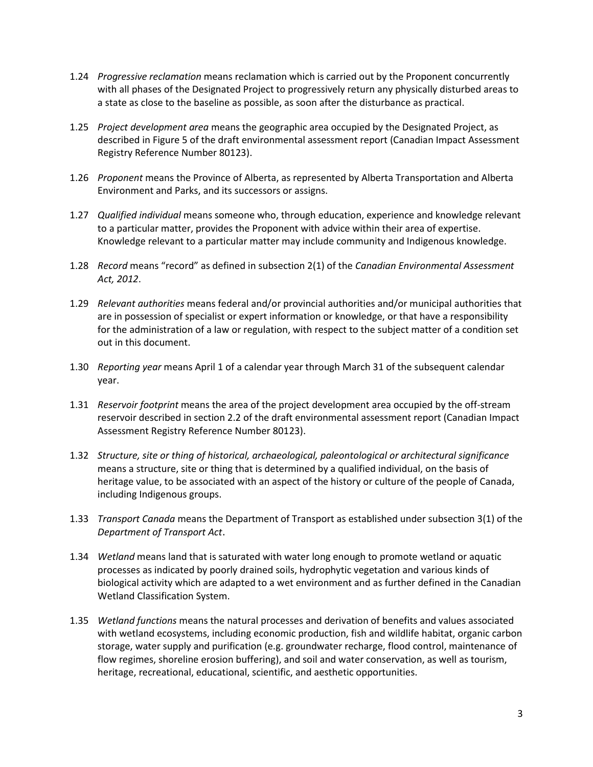1.24 *Progressive reclamation* means reclamation which is carried out by the Proponent concurrently with all phases of the Designated Project to progressively return any physically disturbed areas to a state as close to the baseline as possible, as soon after the disturbance as practical.

1.25 *Project development area* means the geographic area occupied by the Designated Project, as described in Figure 5 of the draft environmental assessment report (Canadian Impact Assessment Registry Reference Number 80123).

1.26 *Proponent* means the Province of Alberta, as represented by Alberta Transportation and Alberta Environment and Parks, and its successors or assigns.

1.27 *Qualified individual* means someone who, through education, experience and knowledge relevant to a particular matter, provides the Proponent with advice within their area of expertise. Knowledge relevant to a particular matter may include community and Indigenous knowledge.

1.28 *Record* means "record" as defined in subsection 2(1) of the *Canadian Environmental Assessment Act, 2012*.

1.29 *Relevant authorities* means federal and/or provincial authorities and/or municipal authorities that are in possession of specialist or expert information or knowledge, or that have a responsibility for the administration of a law or regulation, with respect to the subject matter of a condition set out in this document.

1.30 *Reporting year* means April 1 of a calendar year through March 31 of the subsequent calendar year.

1.31 *Reservoir footprint* means the area of the project development area occupied by the off-stream reservoir described in section 2.2 of the draft environmental assessment report (Canadian Impact Assessment Registry Reference Number 80123).

1.32 *Structure, site or thing of historical, archaeological, paleontological or architectural significance* means a structure, site or thing that is determined by a qualified individual, on the basis of heritage value, to be associated with an aspect of the history or culture of the people of Canada, including Indigenous groups.

1.33 *Transport Canada* means the Department of Transport as established under subsection 3(1) of the *Department of Transport Act*.

1.34 *Wetland* means land that is saturated with water long enough to promote wetland or aquatic processes as indicated by poorly drained soils, hydrophytic vegetation and various kinds of biological activity which are adapted to a wet environment and as further defined in the Canadian Wetland Classification System.

1.35 *Wetland functions* means the natural processes and derivation of benefits and values associated with wetland ecosystems, including economic production, fish and wildlife habitat, organic carbon storage, water supply and purification (e.g. groundwater recharge, flood control, maintenance of flow regimes, shoreline erosion buffering), and soil and water conservation, as well as tourism, heritage, recreational, educational, scientific, and aesthetic opportunities.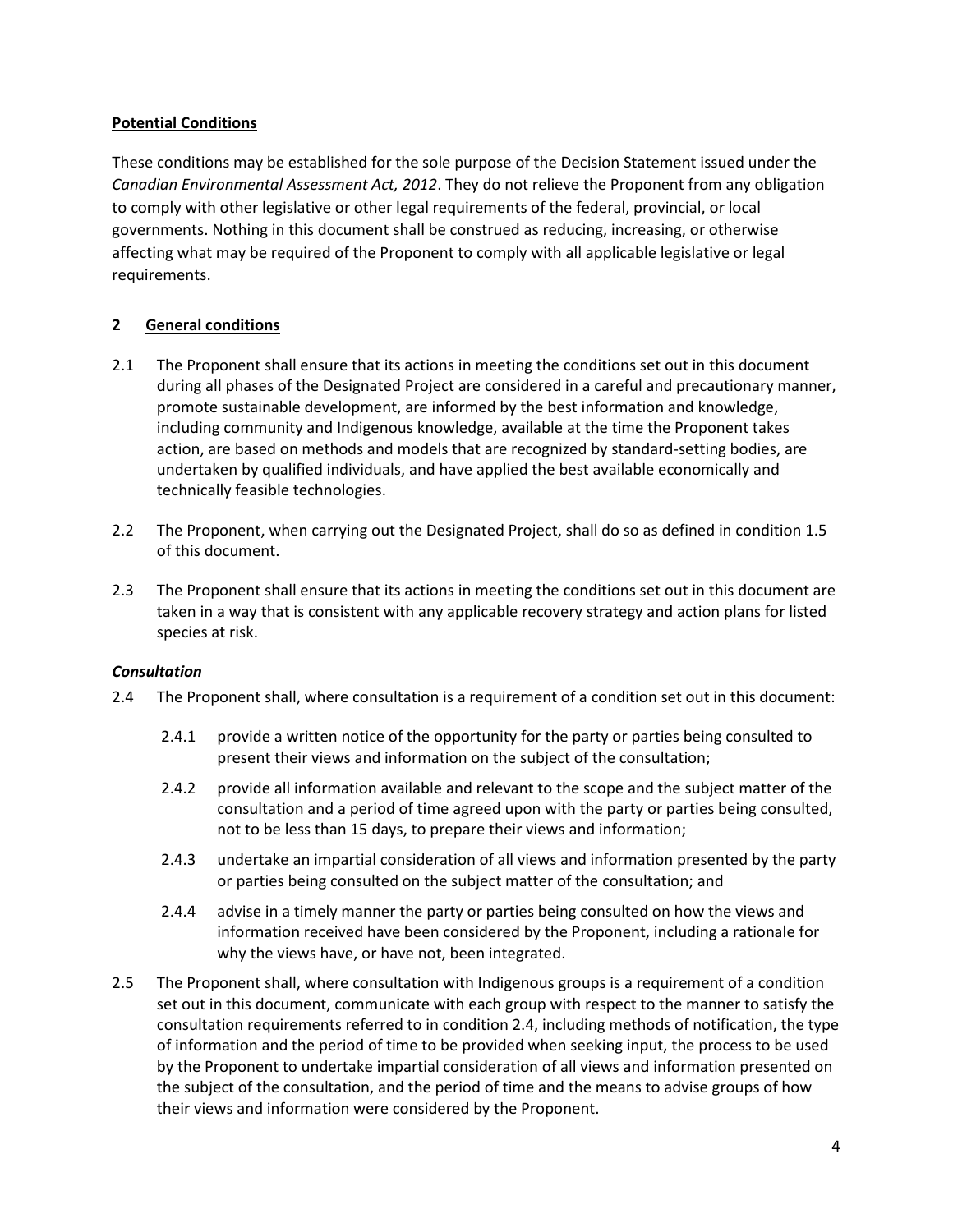**Potential Conditions**

These conditions may be established for the sole purpose of the Decision Statement issued under the *Canadian Environmental Assessment Act, 2012*. They do not relieve the Proponent from any obligation to comply with other legislative or other legal requirements of the federal, provincial, or local governments. Nothing in this document shall be construed as reducing, increasing, or otherwise affecting what may be required of the Proponent to comply with all applicable legislative or legal requirements.

## 2 General conditions

2.1 The Proponent shall ensure that its actions in meeting the conditions set out in this document during all phases of the Designated Project are considered in a careful and precautionary manner, promote sustainable development, are informed by the best information and knowledge, including community and Indigenous knowledge, available at the time the Proponent takes action, are based on methods and models that are recognized by standard-setting bodies, are undertaken by qualified individuals, and have applied the best available economically and technically feasible technologies.

2.2 The Proponent, when carrying out the Designated Project, shall do so as defined in condition 1.5 of this document.

2.3 The Proponent shall ensure that its actions in meeting the conditions set out in this document are taken in a way that is consistent with any applicable recovery strategy and action plans for listed species at risk.

### *Consultation*

2.4 The Proponent shall, where consultation is a requirement of a condition set out in this document:

- 2.4.1 provide a written notice of the opportunity for the party or parties being consulted to present their views and information on the subject of the consultation;
- 2.4.2 provide all information available and relevant to the scope and the subject matter of the consultation and a period of time agreed upon with the party or parties being consulted, not to be less than 15 days, to prepare their views and information;
- 2.4.3 undertake an impartial consideration of all views and information presented by the party or parties being consulted on the subject matter of the consultation; and
- 2.4.4 advise in a timely manner the party or parties being consulted on how the views and information received have been considered by the Proponent, including a rationale for why the views have, or have not, been integrated.

2.5 The Proponent shall, where consultation with Indigenous groups is a requirement of a condition set out in this document, communicate with each group with respect to the manner to satisfy the consultation requirements referred to in condition 2.4, including methods of notification, the type of information and the period of time to be provided when seeking input, the process to be used by the Proponent to undertake impartial consideration of all views and information presented on the subject of the consultation, and the period of time and the means to advise groups of how their views and information were considered by the Proponent.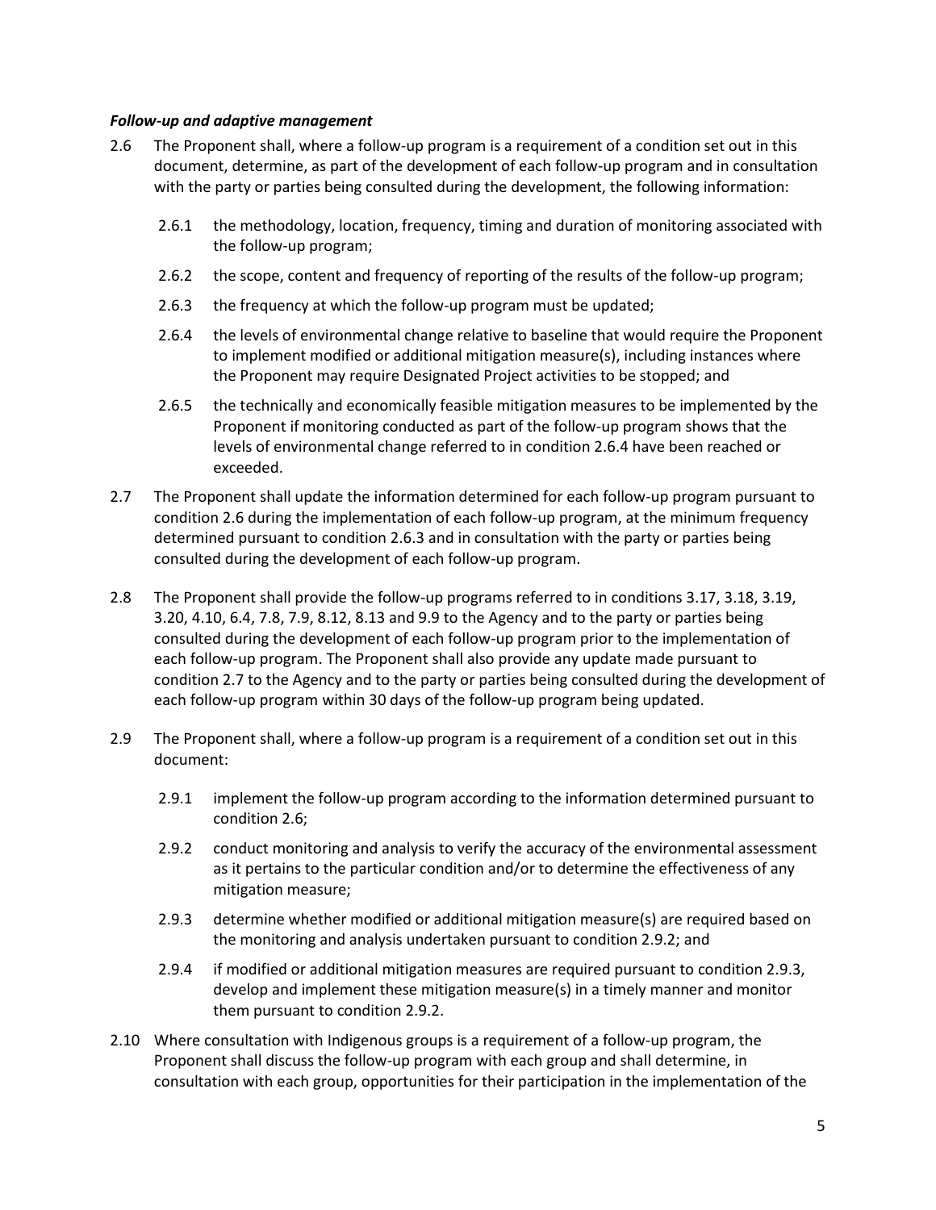***Follow-up and adaptive management***

2.6 The Proponent shall, where a follow-up program is a requirement of a condition set out in this document, determine, as part of the development of each follow-up program and in consultation with the party or parties being consulted during the development, the following information:

  2.6.1 the methodology, location, frequency, timing and duration of monitoring associated with the follow-up program;

  2.6.2 the scope, content and frequency of reporting of the results of the follow-up program;

  2.6.3 the frequency at which the follow-up program must be updated;

  2.6.4 the levels of environmental change relative to baseline that would require the Proponent to implement modified or additional mitigation measure(s), including instances where the Proponent may require Designated Project activities to be stopped; and

  2.6.5 the technically and economically feasible mitigation measures to be implemented by the Proponent if monitoring conducted as part of the follow-up program shows that the levels of environmental change referred to in condition 2.6.4 have been reached or exceeded.

2.7 The Proponent shall update the information determined for each follow-up program pursuant to condition 2.6 during the implementation of each follow-up program, at the minimum frequency determined pursuant to condition 2.6.3 and in consultation with the party or parties being consulted during the development of each follow-up program.

2.8 The Proponent shall provide the follow-up programs referred to in conditions 3.17, 3.18, 3.19, 3.20, 4.10, 6.4, 7.8, 7.9, 8.12, 8.13 and 9.9 to the Agency and to the party or parties being consulted during the development of each follow-up program prior to the implementation of each follow-up program. The Proponent shall also provide any update made pursuant to condition 2.7 to the Agency and to the party or parties being consulted during the development of each follow-up program within 30 days of the follow-up program being updated.

2.9 The Proponent shall, where a follow-up program is a requirement of a condition set out in this document:

  2.9.1 implement the follow-up program according to the information determined pursuant to condition 2.6;

  2.9.2 conduct monitoring and analysis to verify the accuracy of the environmental assessment as it pertains to the particular condition and/or to determine the effectiveness of any mitigation measure;

  2.9.3 determine whether modified or additional mitigation measure(s) are required based on the monitoring and analysis undertaken pursuant to condition 2.9.2; and

  2.9.4 if modified or additional mitigation measures are required pursuant to condition 2.9.3, develop and implement these mitigation measure(s) in a timely manner and monitor them pursuant to condition 2.9.2.

2.10 Where consultation with Indigenous groups is a requirement of a follow-up program, the Proponent shall discuss the follow-up program with each group and shall determine, in consultation with each group, opportunities for their participation in the implementation of the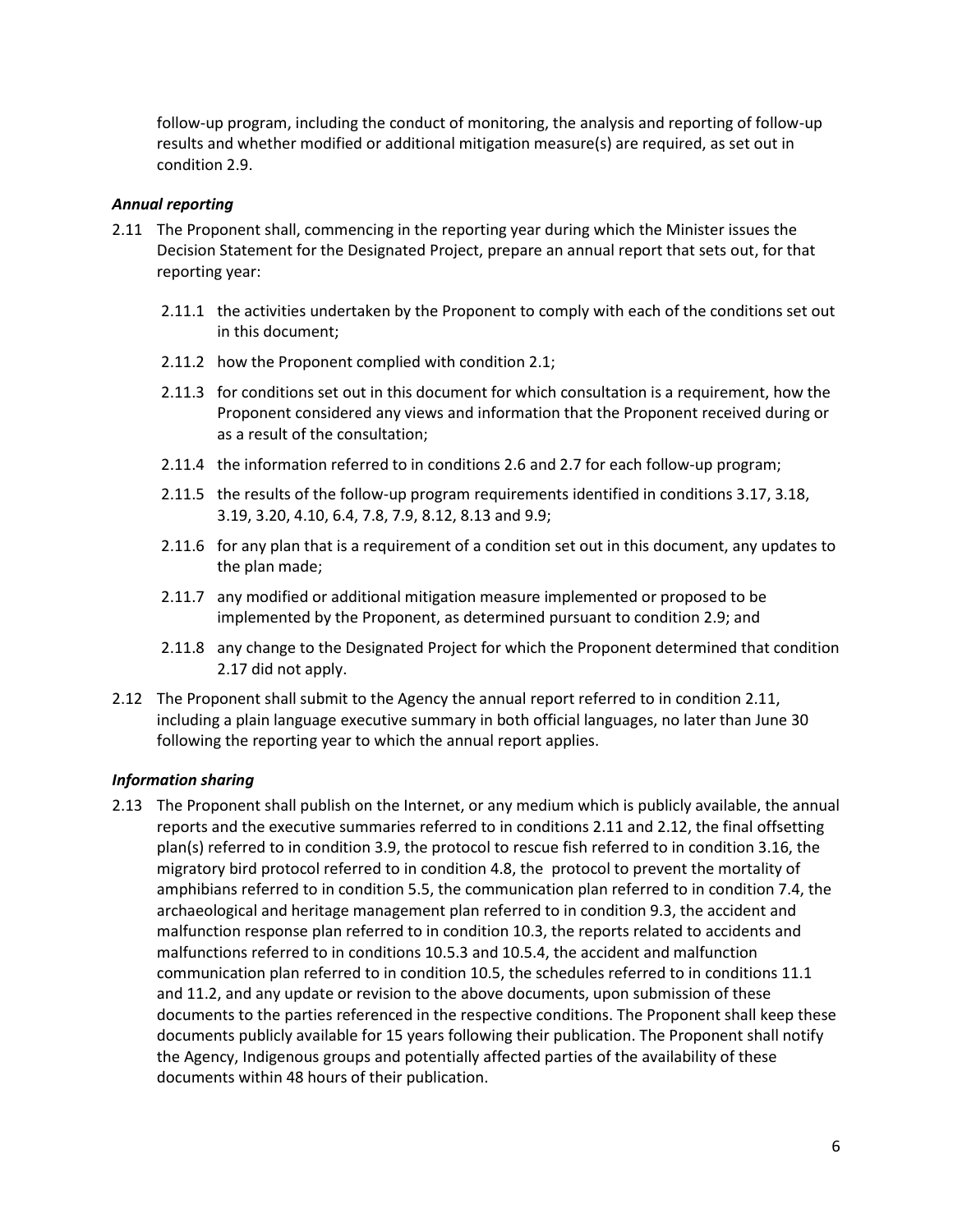follow-up program, including the conduct of monitoring, the analysis and reporting of follow-up results and whether modified or additional mitigation measure(s) are required, as set out in condition 2.9.

### *Annual reporting*

2.11 The Proponent shall, commencing in the reporting year during which the Minister issues the Decision Statement for the Designated Project, prepare an annual report that sets out, for that reporting year:

  2.11.1 the activities undertaken by the Proponent to comply with each of the conditions set out in this document;

  2.11.2 how the Proponent complied with condition 2.1;

  2.11.3 for conditions set out in this document for which consultation is a requirement, how the Proponent considered any views and information that the Proponent received during or as a result of the consultation;

  2.11.4 the information referred to in conditions 2.6 and 2.7 for each follow-up program;

  2.11.5 the results of the follow-up program requirements identified in conditions 3.17, 3.18, 3.19, 3.20, 4.10, 6.4, 7.8, 7.9, 8.12, 8.13 and 9.9;

  2.11.6 for any plan that is a requirement of a condition set out in this document, any updates to the plan made;

  2.11.7 any modified or additional mitigation measure implemented or proposed to be implemented by the Proponent, as determined pursuant to condition 2.9; and

  2.11.8 any change to the Designated Project for which the Proponent determined that condition 2.17 did not apply.

2.12 The Proponent shall submit to the Agency the annual report referred to in condition 2.11, including a plain language executive summary in both official languages, no later than June 30 following the reporting year to which the annual report applies.

### *Information sharing*

2.13 The Proponent shall publish on the Internet, or any medium which is publicly available, the annual reports and the executive summaries referred to in conditions 2.11 and 2.12, the final offsetting plan(s) referred to in condition 3.9, the protocol to rescue fish referred to in condition 3.16, the migratory bird protocol referred to in condition 4.8, the protocol to prevent the mortality of amphibians referred to in condition 5.5, the communication plan referred to in condition 7.4, the archaeological and heritage management plan referred to in condition 9.3, the accident and malfunction response plan referred to in condition 10.3, the reports related to accidents and malfunctions referred to in conditions 10.5.3 and 10.5.4, the accident and malfunction communication plan referred to in condition 10.5, the schedules referred to in conditions 11.1 and 11.2, and any update or revision to the above documents, upon submission of these documents to the parties referenced in the respective conditions. The Proponent shall keep these documents publicly available for 15 years following their publication. The Proponent shall notify the Agency, Indigenous groups and potentially affected parties of the availability of these documents within 48 hours of their publication.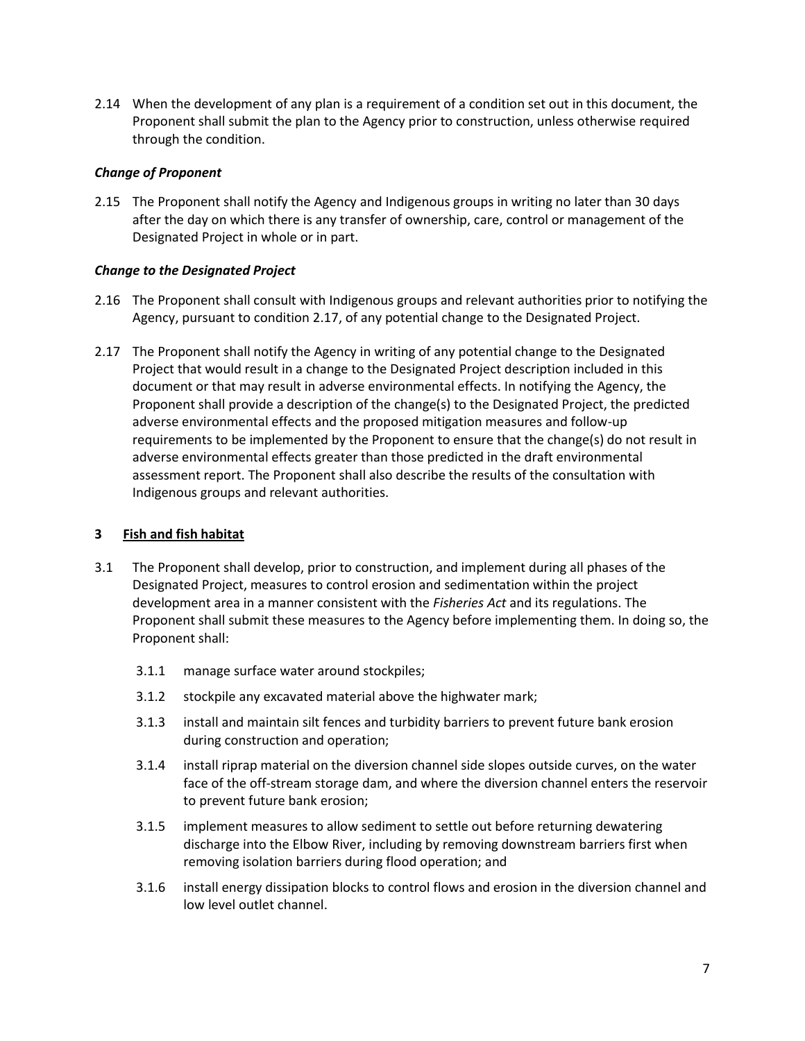2.14 When the development of any plan is a requirement of a condition set out in this document, the Proponent shall submit the plan to the Agency prior to construction, unless otherwise required through the condition.

***Change of Proponent***

2.15 The Proponent shall notify the Agency and Indigenous groups in writing no later than 30 days after the day on which there is any transfer of ownership, care, control or management of the Designated Project in whole or in part.

***Change to the Designated Project***

2.16 The Proponent shall consult with Indigenous groups and relevant authorities prior to notifying the Agency, pursuant to condition 2.17, of any potential change to the Designated Project.

2.17 The Proponent shall notify the Agency in writing of any potential change to the Designated Project that would result in a change to the Designated Project description included in this document or that may result in adverse environmental effects. In notifying the Agency, the Proponent shall provide a description of the change(s) to the Designated Project, the predicted adverse environmental effects and the proposed mitigation measures and follow-up requirements to be implemented by the Proponent to ensure that the change(s) do not result in adverse environmental effects greater than those predicted in the draft environmental assessment report. The Proponent shall also describe the results of the consultation with Indigenous groups and relevant authorities.

## 3 <u>Fish and fish habitat</u>

3.1 The Proponent shall develop, prior to construction, and implement during all phases of the Designated Project, measures to control erosion and sedimentation within the project development area in a manner consistent with the *Fisheries Act* and its regulations. The Proponent shall submit these measures to the Agency before implementing them. In doing so, the Proponent shall:

- 3.1.1 manage surface water around stockpiles;
- 3.1.2 stockpile any excavated material above the highwater mark;
- 3.1.3 install and maintain silt fences and turbidity barriers to prevent future bank erosion during construction and operation;
- 3.1.4 install riprap material on the diversion channel side slopes outside curves, on the water face of the off-stream storage dam, and where the diversion channel enters the reservoir to prevent future bank erosion;
- 3.1.5 implement measures to allow sediment to settle out before returning dewatering discharge into the Elbow River, including by removing downstream barriers first when removing isolation barriers during flood operation; and
- 3.1.6 install energy dissipation blocks to control flows and erosion in the diversion channel and low level outlet channel.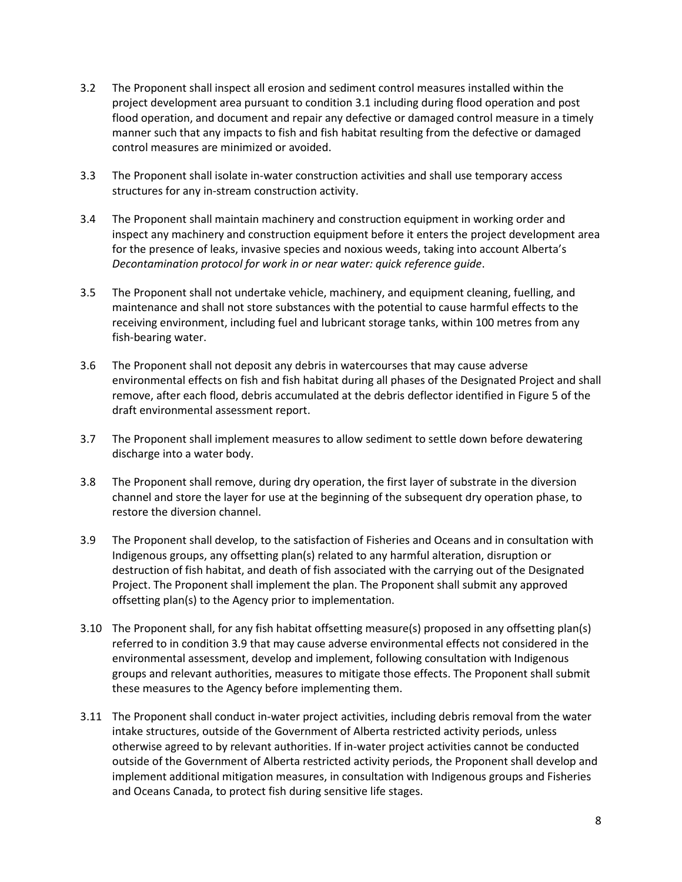3.2 The Proponent shall inspect all erosion and sediment control measures installed within the project development area pursuant to condition 3.1 including during flood operation and post flood operation, and document and repair any defective or damaged control measure in a timely manner such that any impacts to fish and fish habitat resulting from the defective or damaged control measures are minimized or avoided.

3.3 The Proponent shall isolate in-water construction activities and shall use temporary access structures for any in-stream construction activity.

3.4 The Proponent shall maintain machinery and construction equipment in working order and inspect any machinery and construction equipment before it enters the project development area for the presence of leaks, invasive species and noxious weeds, taking into account Alberta's *Decontamination protocol for work in or near water: quick reference guide*.

3.5 The Proponent shall not undertake vehicle, machinery, and equipment cleaning, fuelling, and maintenance and shall not store substances with the potential to cause harmful effects to the receiving environment, including fuel and lubricant storage tanks, within 100 metres from any fish-bearing water.

3.6 The Proponent shall not deposit any debris in watercourses that may cause adverse environmental effects on fish and fish habitat during all phases of the Designated Project and shall remove, after each flood, debris accumulated at the debris deflector identified in Figure 5 of the draft environmental assessment report.

3.7 The Proponent shall implement measures to allow sediment to settle down before dewatering discharge into a water body.

3.8 The Proponent shall remove, during dry operation, the first layer of substrate in the diversion channel and store the layer for use at the beginning of the subsequent dry operation phase, to restore the diversion channel.

3.9 The Proponent shall develop, to the satisfaction of Fisheries and Oceans and in consultation with Indigenous groups, any offsetting plan(s) related to any harmful alteration, disruption or destruction of fish habitat, and death of fish associated with the carrying out of the Designated Project. The Proponent shall implement the plan. The Proponent shall submit any approved offsetting plan(s) to the Agency prior to implementation.

3.10 The Proponent shall, for any fish habitat offsetting measure(s) proposed in any offsetting plan(s) referred to in condition 3.9 that may cause adverse environmental effects not considered in the environmental assessment, develop and implement, following consultation with Indigenous groups and relevant authorities, measures to mitigate those effects. The Proponent shall submit these measures to the Agency before implementing them.

3.11 The Proponent shall conduct in-water project activities, including debris removal from the water intake structures, outside of the Government of Alberta restricted activity periods, unless otherwise agreed to by relevant authorities. If in-water project activities cannot be conducted outside of the Government of Alberta restricted activity periods, the Proponent shall develop and implement additional mitigation measures, in consultation with Indigenous groups and Fisheries and Oceans Canada, to protect fish during sensitive life stages.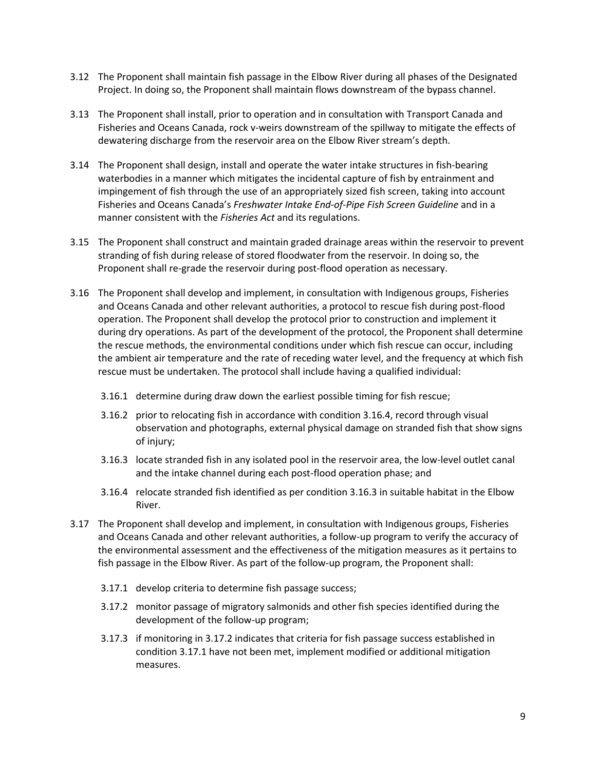3.12 The Proponent shall maintain fish passage in the Elbow River during all phases of the Designated Project. In doing so, the Proponent shall maintain flows downstream of the bypass channel.

3.13 The Proponent shall install, prior to operation and in consultation with Transport Canada and Fisheries and Oceans Canada, rock v-weirs downstream of the spillway to mitigate the effects of dewatering discharge from the reservoir area on the Elbow River stream's depth.

3.14 The Proponent shall design, install and operate the water intake structures in fish-bearing waterbodies in a manner which mitigates the incidental capture of fish by entrainment and impingement of fish through the use of an appropriately sized fish screen, taking into account Fisheries and Oceans Canada's *Freshwater Intake End-of-Pipe Fish Screen Guideline* and in a manner consistent with the *Fisheries Act* and its regulations.

3.15 The Proponent shall construct and maintain graded drainage areas within the reservoir to prevent stranding of fish during release of stored floodwater from the reservoir. In doing so, the Proponent shall re-grade the reservoir during post-flood operation as necessary.

3.16 The Proponent shall develop and implement, in consultation with Indigenous groups, Fisheries and Oceans Canada and other relevant authorities, a protocol to rescue fish during post-flood operation. The Proponent shall develop the protocol prior to construction and implement it during dry operations. As part of the development of the protocol, the Proponent shall determine the rescue methods, the environmental conditions under which fish rescue can occur, including the ambient air temperature and the rate of receding water level, and the frequency at which fish rescue must be undertaken. The protocol shall include having a qualified individual:

- 3.16.1 determine during draw down the earliest possible timing for fish rescue;
- 3.16.2 prior to relocating fish in accordance with condition 3.16.4, record through visual observation and photographs, external physical damage on stranded fish that show signs of injury;
- 3.16.3 locate stranded fish in any isolated pool in the reservoir area, the low-level outlet canal and the intake channel during each post-flood operation phase; and
- 3.16.4 relocate stranded fish identified as per condition 3.16.3 in suitable habitat in the Elbow River.

3.17 The Proponent shall develop and implement, in consultation with Indigenous groups, Fisheries and Oceans Canada and other relevant authorities, a follow-up program to verify the accuracy of the environmental assessment and the effectiveness of the mitigation measures as it pertains to fish passage in the Elbow River. As part of the follow-up program, the Proponent shall:

- 3.17.1 develop criteria to determine fish passage success;
- 3.17.2 monitor passage of migratory salmonids and other fish species identified during the development of the follow-up program;
- 3.17.3 if monitoring in 3.17.2 indicates that criteria for fish passage success established in condition 3.17.1 have not been met, implement modified or additional mitigation measures.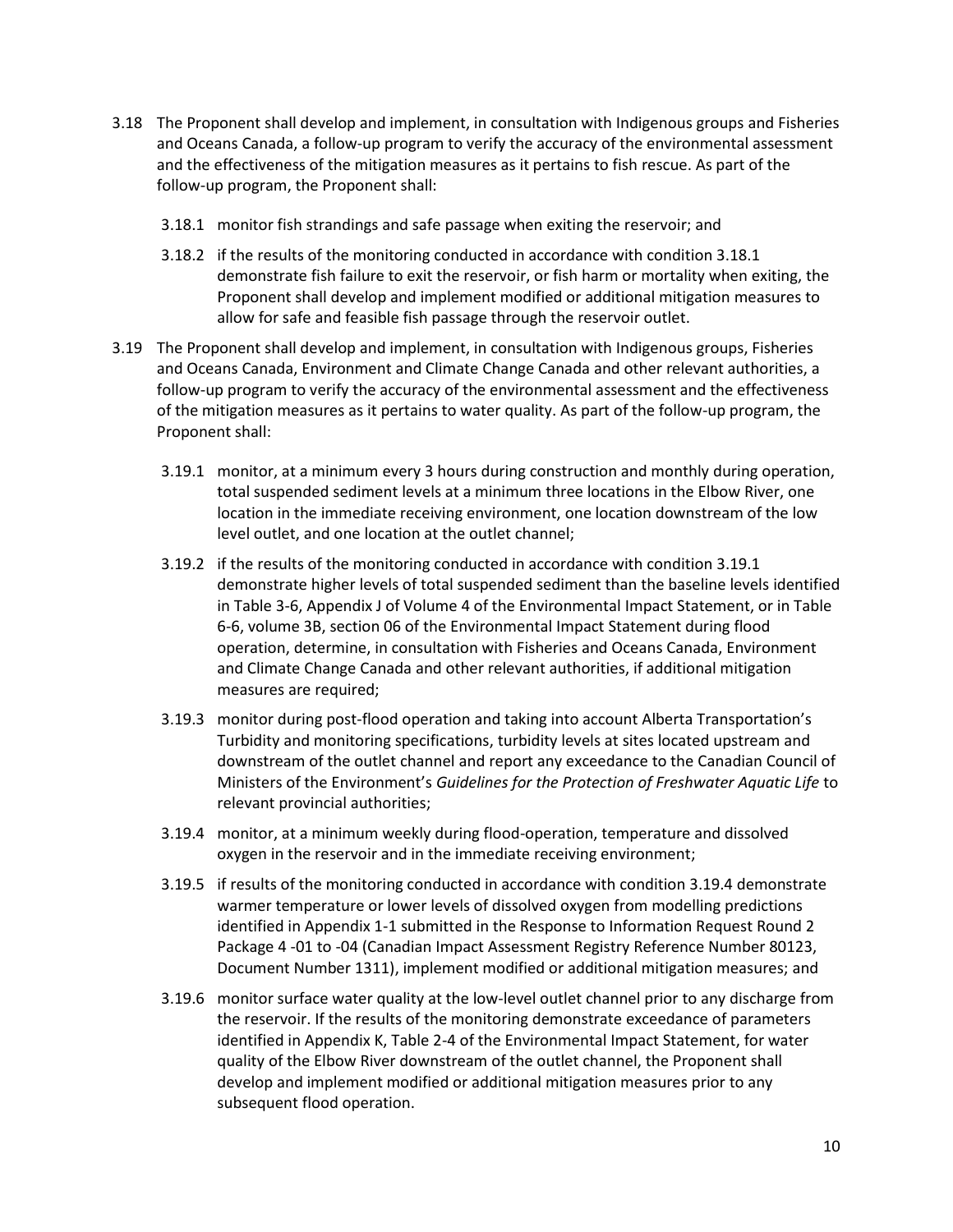3.18 The Proponent shall develop and implement, in consultation with Indigenous groups and Fisheries and Oceans Canada, a follow-up program to verify the accuracy of the environmental assessment and the effectiveness of the mitigation measures as it pertains to fish rescue. As part of the follow-up program, the Proponent shall:

3.18.1 monitor fish strandings and safe passage when exiting the reservoir; and

3.18.2 if the results of the monitoring conducted in accordance with condition 3.18.1 demonstrate fish failure to exit the reservoir, or fish harm or mortality when exiting, the Proponent shall develop and implement modified or additional mitigation measures to allow for safe and feasible fish passage through the reservoir outlet.

3.19 The Proponent shall develop and implement, in consultation with Indigenous groups, Fisheries and Oceans Canada, Environment and Climate Change Canada and other relevant authorities, a follow-up program to verify the accuracy of the environmental assessment and the effectiveness of the mitigation measures as it pertains to water quality. As part of the follow-up program, the Proponent shall:

3.19.1 monitor, at a minimum every 3 hours during construction and monthly during operation, total suspended sediment levels at a minimum three locations in the Elbow River, one location in the immediate receiving environment, one location downstream of the low level outlet, and one location at the outlet channel;

3.19.2 if the results of the monitoring conducted in accordance with condition 3.19.1 demonstrate higher levels of total suspended sediment than the baseline levels identified in Table 3-6, Appendix J of Volume 4 of the Environmental Impact Statement, or in Table 6-6, volume 3B, section 06 of the Environmental Impact Statement during flood operation, determine, in consultation with Fisheries and Oceans Canada, Environment and Climate Change Canada and other relevant authorities, if additional mitigation measures are required;

3.19.3 monitor during post-flood operation and taking into account Alberta Transportation's Turbidity and monitoring specifications, turbidity levels at sites located upstream and downstream of the outlet channel and report any exceedance to the Canadian Council of Ministers of the Environment's *Guidelines for the Protection of Freshwater Aquatic Life* to relevant provincial authorities;

3.19.4 monitor, at a minimum weekly during flood-operation, temperature and dissolved oxygen in the reservoir and in the immediate receiving environment;

3.19.5 if results of the monitoring conducted in accordance with condition 3.19.4 demonstrate warmer temperature or lower levels of dissolved oxygen from modelling predictions identified in Appendix 1-1 submitted in the Response to Information Request Round 2 Package 4 -01 to -04 (Canadian Impact Assessment Registry Reference Number 80123, Document Number 1311), implement modified or additional mitigation measures; and

3.19.6 monitor surface water quality at the low-level outlet channel prior to any discharge from the reservoir. If the results of the monitoring demonstrate exceedance of parameters identified in Appendix K, Table 2-4 of the Environmental Impact Statement, for water quality of the Elbow River downstream of the outlet channel, the Proponent shall develop and implement modified or additional mitigation measures prior to any subsequent flood operation.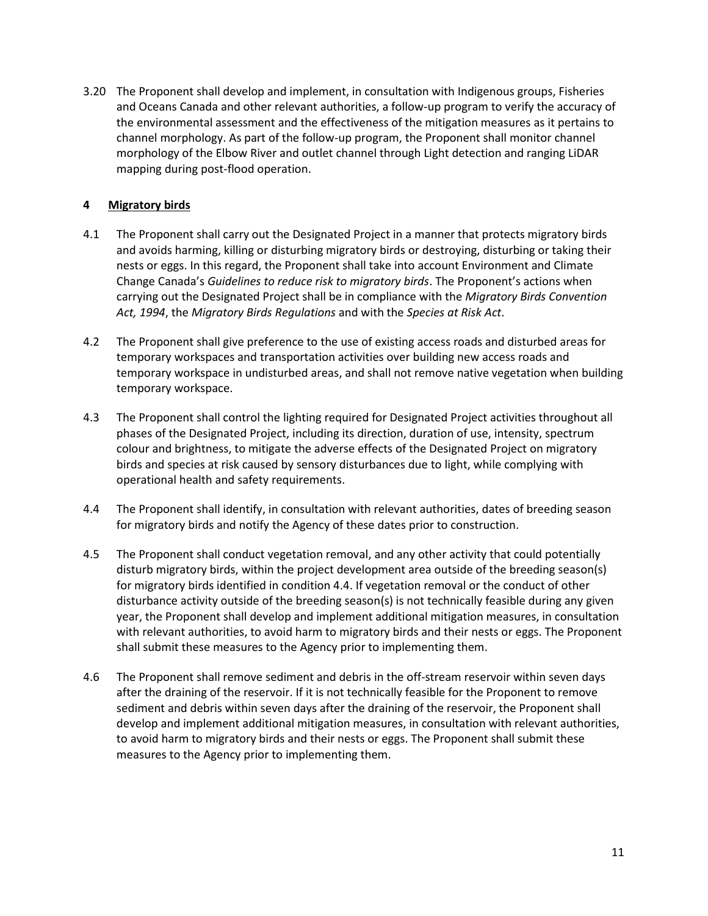3.20 The Proponent shall develop and implement, in consultation with Indigenous groups, Fisheries and Oceans Canada and other relevant authorities, a follow-up program to verify the accuracy of the environmental assessment and the effectiveness of the mitigation measures as it pertains to channel morphology. As part of the follow-up program, the Proponent shall monitor channel morphology of the Elbow River and outlet channel through Light detection and ranging LiDAR mapping during post-flood operation.

## 4 Migratory birds

4.1 The Proponent shall carry out the Designated Project in a manner that protects migratory birds and avoids harming, killing or disturbing migratory birds or destroying, disturbing or taking their nests or eggs. In this regard, the Proponent shall take into account Environment and Climate Change Canada's *Guidelines to reduce risk to migratory birds*. The Proponent's actions when carrying out the Designated Project shall be in compliance with the *Migratory Birds Convention Act, 1994*, the *Migratory Birds Regulations* and with the *Species at Risk Act*.

4.2 The Proponent shall give preference to the use of existing access roads and disturbed areas for temporary workspaces and transportation activities over building new access roads and temporary workspace in undisturbed areas, and shall not remove native vegetation when building temporary workspace.

4.3 The Proponent shall control the lighting required for Designated Project activities throughout all phases of the Designated Project, including its direction, duration of use, intensity, spectrum colour and brightness, to mitigate the adverse effects of the Designated Project on migratory birds and species at risk caused by sensory disturbances due to light, while complying with operational health and safety requirements.

4.4 The Proponent shall identify, in consultation with relevant authorities, dates of breeding season for migratory birds and notify the Agency of these dates prior to construction.

4.5 The Proponent shall conduct vegetation removal, and any other activity that could potentially disturb migratory birds, within the project development area outside of the breeding season(s) for migratory birds identified in condition 4.4. If vegetation removal or the conduct of other disturbance activity outside of the breeding season(s) is not technically feasible during any given year, the Proponent shall develop and implement additional mitigation measures, in consultation with relevant authorities, to avoid harm to migratory birds and their nests or eggs. The Proponent shall submit these measures to the Agency prior to implementing them.

4.6 The Proponent shall remove sediment and debris in the off-stream reservoir within seven days after the draining of the reservoir. If it is not technically feasible for the Proponent to remove sediment and debris within seven days after the draining of the reservoir, the Proponent shall develop and implement additional mitigation measures, in consultation with relevant authorities, to avoid harm to migratory birds and their nests or eggs. The Proponent shall submit these measures to the Agency prior to implementing them.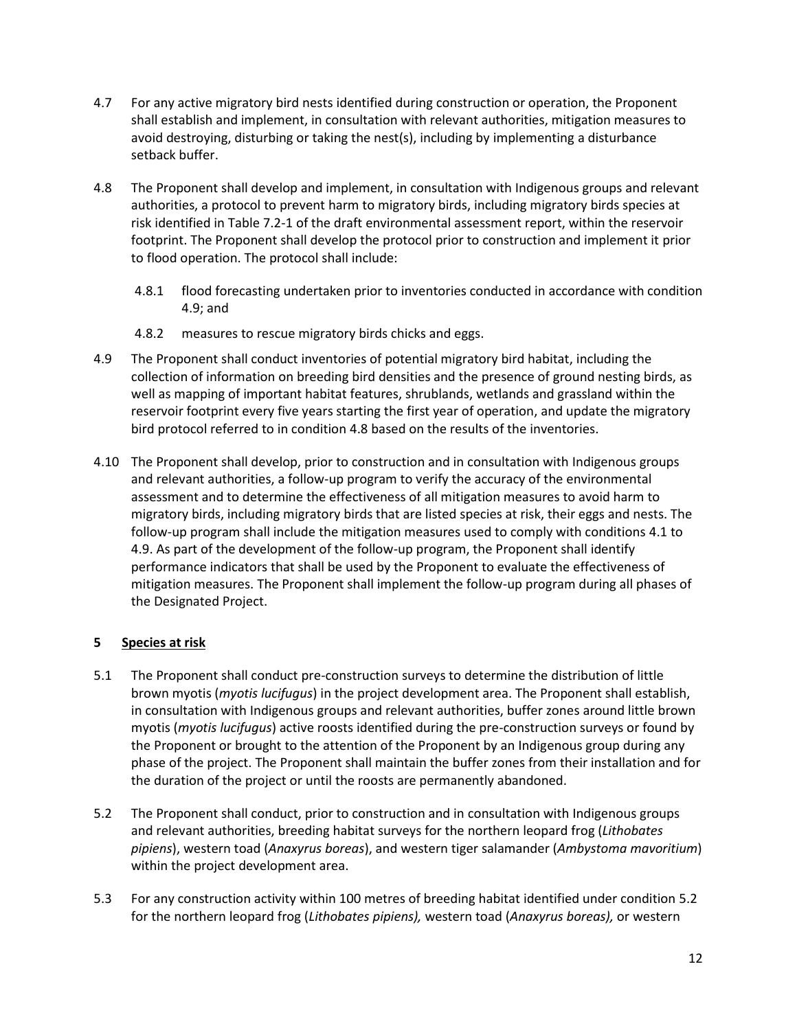4.7 For any active migratory bird nests identified during construction or operation, the Proponent shall establish and implement, in consultation with relevant authorities, mitigation measures to avoid destroying, disturbing or taking the nest(s), including by implementing a disturbance setback buffer.

4.8 The Proponent shall develop and implement, in consultation with Indigenous groups and relevant authorities, a protocol to prevent harm to migratory birds, including migratory birds species at risk identified in Table 7.2-1 of the draft environmental assessment report, within the reservoir footprint. The Proponent shall develop the protocol prior to construction and implement it prior to flood operation. The protocol shall include:

   4.8.1 flood forecasting undertaken prior to inventories conducted in accordance with condition 4.9; and

   4.8.2 measures to rescue migratory birds chicks and eggs.

4.9 The Proponent shall conduct inventories of potential migratory bird habitat, including the collection of information on breeding bird densities and the presence of ground nesting birds, as well as mapping of important habitat features, shrublands, wetlands and grassland within the reservoir footprint every five years starting the first year of operation, and update the migratory bird protocol referred to in condition 4.8 based on the results of the inventories.

4.10 The Proponent shall develop, prior to construction and in consultation with Indigenous groups and relevant authorities, a follow-up program to verify the accuracy of the environmental assessment and to determine the effectiveness of all mitigation measures to avoid harm to migratory birds, including migratory birds that are listed species at risk, their eggs and nests. The follow-up program shall include the mitigation measures used to comply with conditions 4.1 to 4.9. As part of the development of the follow-up program, the Proponent shall identify performance indicators that shall be used by the Proponent to evaluate the effectiveness of mitigation measures. The Proponent shall implement the follow-up program during all phases of the Designated Project.

## 5 Species at risk

5.1 The Proponent shall conduct pre-construction surveys to determine the distribution of little brown myotis (*myotis lucifugus*) in the project development area. The Proponent shall establish, in consultation with Indigenous groups and relevant authorities, buffer zones around little brown myotis (*myotis lucifugus*) active roosts identified during the pre-construction surveys or found by the Proponent or brought to the attention of the Proponent by an Indigenous group during any phase of the project. The Proponent shall maintain the buffer zones from their installation and for the duration of the project or until the roosts are permanently abandoned.

5.2 The Proponent shall conduct, prior to construction and in consultation with Indigenous groups and relevant authorities, breeding habitat surveys for the northern leopard frog (*Lithobates pipiens*), western toad (*Anaxyrus boreas*), and western tiger salamander (*Ambystoma mavoritium*) within the project development area.

5.3 For any construction activity within 100 metres of breeding habitat identified under condition 5.2 for the northern leopard frog (*Lithobates pipiens),* western toad (*Anaxyrus boreas),* or western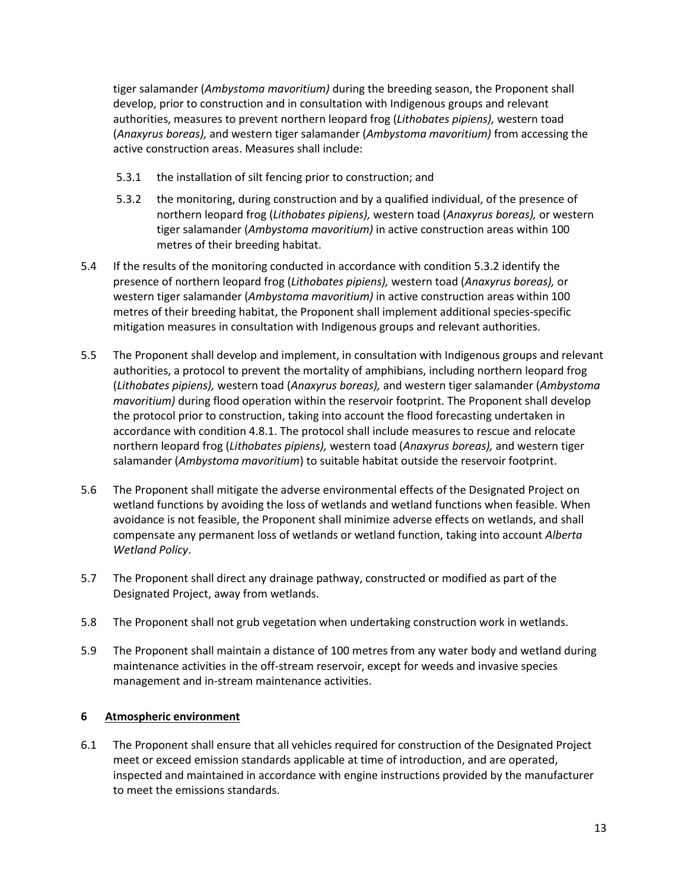tiger salamander (*Ambystoma mavoritium)* during the breeding season, the Proponent shall develop, prior to construction and in consultation with Indigenous groups and relevant authorities, measures to prevent northern leopard frog (*Lithobates pipiens),* western toad (*Anaxyrus boreas),* and western tiger salamander (*Ambystoma mavoritium)* from accessing the active construction areas. Measures shall include:

5.3.1 the installation of silt fencing prior to construction; and

5.3.2 the monitoring, during construction and by a qualified individual, of the presence of northern leopard frog (*Lithobates pipiens),* western toad (*Anaxyrus boreas),* or western tiger salamander (*Ambystoma mavoritium)* in active construction areas within 100 metres of their breeding habitat.

5.4 If the results of the monitoring conducted in accordance with condition 5.3.2 identify the presence of northern leopard frog (*Lithobates pipiens),* western toad (*Anaxyrus boreas),* or western tiger salamander (*Ambystoma mavoritium)* in active construction areas within 100 metres of their breeding habitat, the Proponent shall implement additional species-specific mitigation measures in consultation with Indigenous groups and relevant authorities.

5.5 The Proponent shall develop and implement, in consultation with Indigenous groups and relevant authorities, a protocol to prevent the mortality of amphibians, including northern leopard frog (*Lithobates pipiens),* western toad (*Anaxyrus boreas),* and western tiger salamander (*Ambystoma mavoritium)* during flood operation within the reservoir footprint. The Proponent shall develop the protocol prior to construction, taking into account the flood forecasting undertaken in accordance with condition 4.8.1. The protocol shall include measures to rescue and relocate northern leopard frog (*Lithobates pipiens),* western toad (*Anaxyrus boreas),* and western tiger salamander (*Ambystoma mavoritium*) to suitable habitat outside the reservoir footprint.

5.6 The Proponent shall mitigate the adverse environmental effects of the Designated Project on wetland functions by avoiding the loss of wetlands and wetland functions when feasible. When avoidance is not feasible, the Proponent shall minimize adverse effects on wetlands, and shall compensate any permanent loss of wetlands or wetland function, taking into account *Alberta Wetland Policy*.

5.7 The Proponent shall direct any drainage pathway, constructed or modified as part of the Designated Project, away from wetlands.

5.8 The Proponent shall not grub vegetation when undertaking construction work in wetlands.

5.9 The Proponent shall maintain a distance of 100 metres from any water body and wetland during maintenance activities in the off-stream reservoir, except for weeds and invasive species management and in-stream maintenance activities.

## 6 Atmospheric environment

6.1 The Proponent shall ensure that all vehicles required for construction of the Designated Project meet or exceed emission standards applicable at time of introduction, and are operated, inspected and maintained in accordance with engine instructions provided by the manufacturer to meet the emissions standards.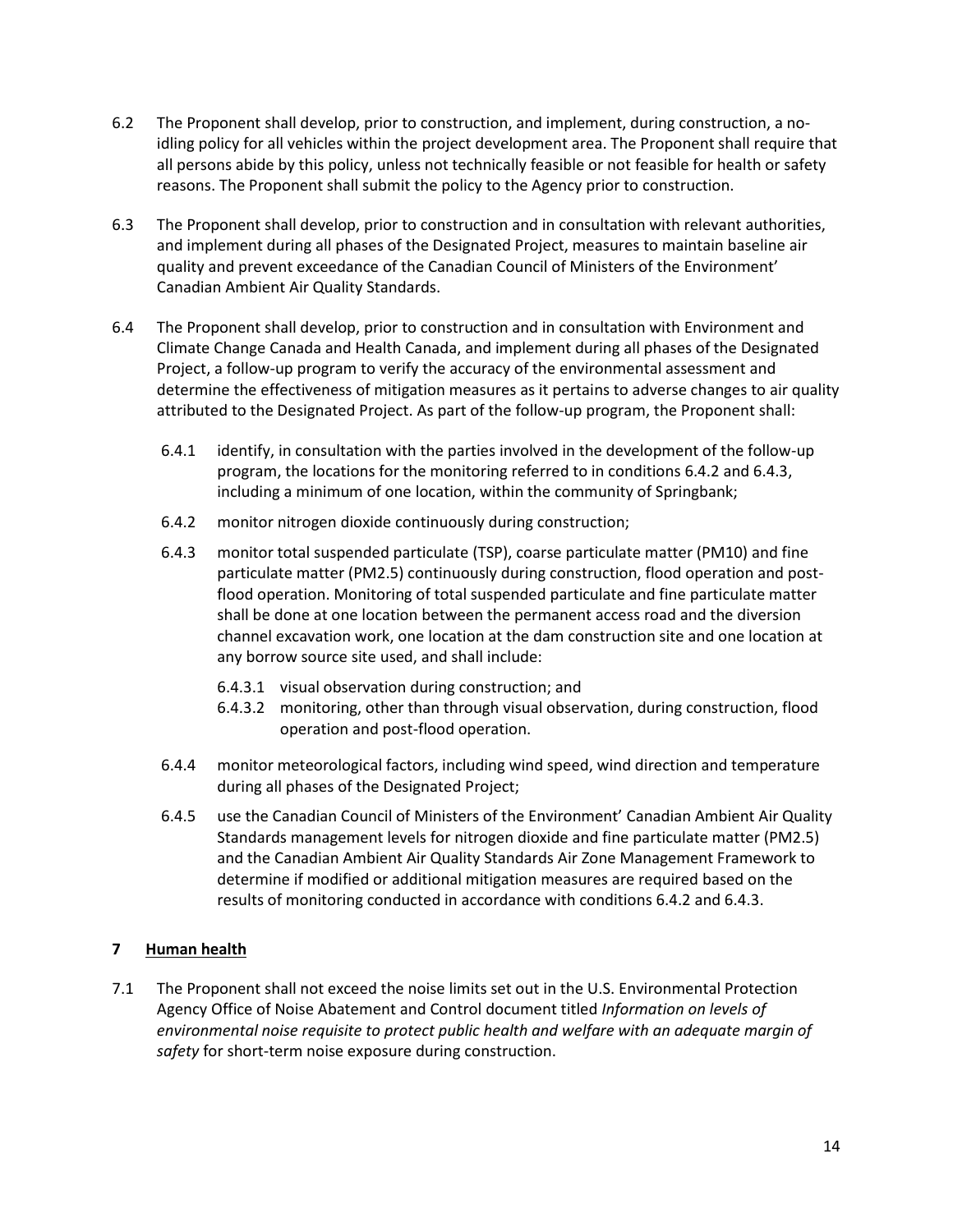6.2 The Proponent shall develop, prior to construction, and implement, during construction, a no-idling policy for all vehicles within the project development area. The Proponent shall require that all persons abide by this policy, unless not technically feasible or not feasible for health or safety reasons. The Proponent shall submit the policy to the Agency prior to construction.

6.3 The Proponent shall develop, prior to construction and in consultation with relevant authorities, and implement during all phases of the Designated Project, measures to maintain baseline air quality and prevent exceedance of the Canadian Council of Ministers of the Environment' Canadian Ambient Air Quality Standards.

6.4 The Proponent shall develop, prior to construction and in consultation with Environment and Climate Change Canada and Health Canada, and implement during all phases of the Designated Project, a follow-up program to verify the accuracy of the environmental assessment and determine the effectiveness of mitigation measures as it pertains to adverse changes to air quality attributed to the Designated Project. As part of the follow-up program, the Proponent shall:

- 6.4.1 identify, in consultation with the parties involved in the development of the follow-up program, the locations for the monitoring referred to in conditions 6.4.2 and 6.4.3, including a minimum of one location, within the community of Springbank;
- 6.4.2 monitor nitrogen dioxide continuously during construction;
- 6.4.3 monitor total suspended particulate (TSP), coarse particulate matter (PM10) and fine particulate matter (PM2.5) continuously during construction, flood operation and post-flood operation. Monitoring of total suspended particulate and fine particulate matter shall be done at one location between the permanent access road and the diversion channel excavation work, one location at the dam construction site and one location at any borrow source site used, and shall include:
  - 6.4.3.1 visual observation during construction; and
  - 6.4.3.2 monitoring, other than through visual observation, during construction, flood operation and post-flood operation.
- 6.4.4 monitor meteorological factors, including wind speed, wind direction and temperature during all phases of the Designated Project;
- 6.4.5 use the Canadian Council of Ministers of the Environment' Canadian Ambient Air Quality Standards management levels for nitrogen dioxide and fine particulate matter (PM2.5) and the Canadian Ambient Air Quality Standards Air Zone Management Framework to determine if modified or additional mitigation measures are required based on the results of monitoring conducted in accordance with conditions 6.4.2 and 6.4.3.

## 7 Human health

7.1 The Proponent shall not exceed the noise limits set out in the U.S. Environmental Protection Agency Office of Noise Abatement and Control document titled *Information on levels of environmental noise requisite to protect public health and welfare with an adequate margin of safety* for short-term noise exposure during construction.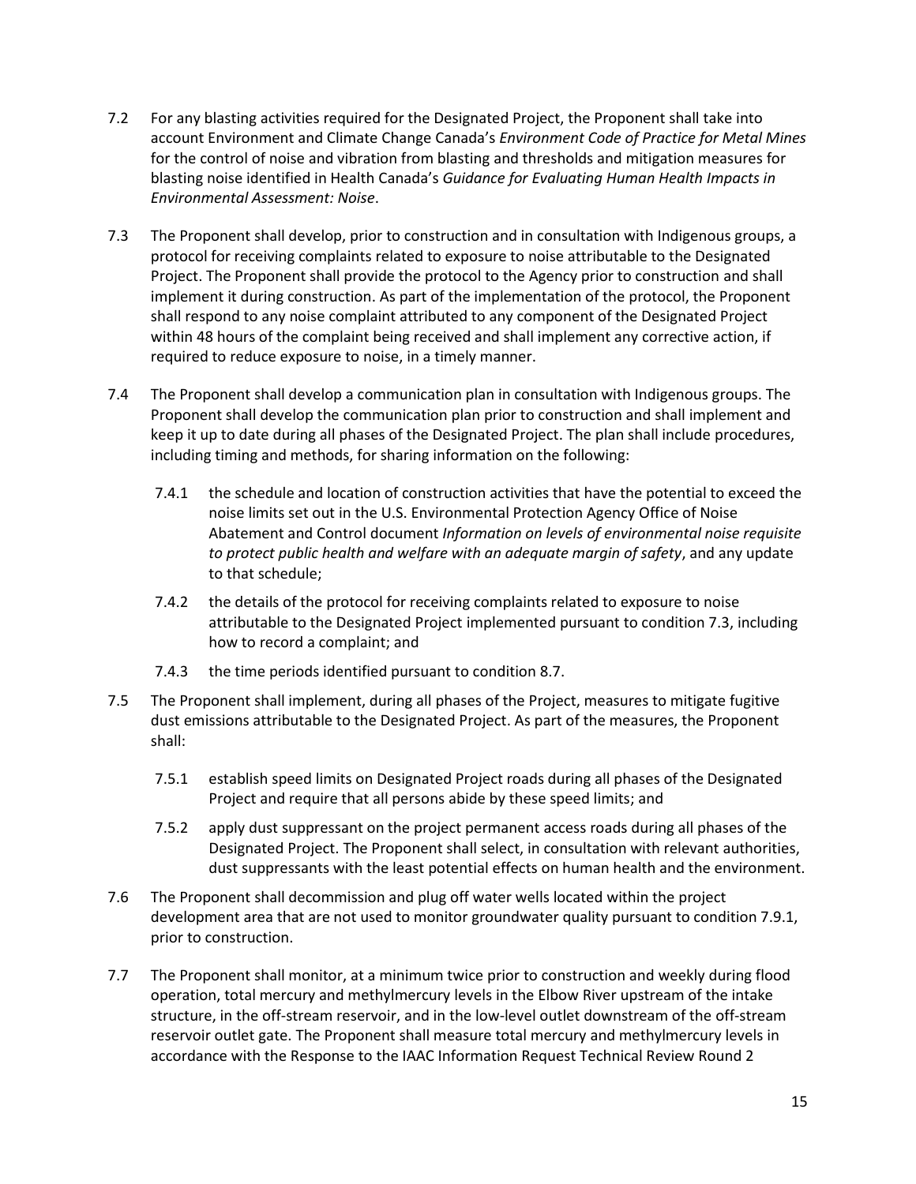7.2 For any blasting activities required for the Designated Project, the Proponent shall take into account Environment and Climate Change Canada's *Environment Code of Practice for Metal Mines* for the control of noise and vibration from blasting and thresholds and mitigation measures for blasting noise identified in Health Canada's *Guidance for Evaluating Human Health Impacts in Environmental Assessment: Noise*.

7.3 The Proponent shall develop, prior to construction and in consultation with Indigenous groups, a protocol for receiving complaints related to exposure to noise attributable to the Designated Project. The Proponent shall provide the protocol to the Agency prior to construction and shall implement it during construction. As part of the implementation of the protocol, the Proponent shall respond to any noise complaint attributed to any component of the Designated Project within 48 hours of the complaint being received and shall implement any corrective action, if required to reduce exposure to noise, in a timely manner.

7.4 The Proponent shall develop a communication plan in consultation with Indigenous groups. The Proponent shall develop the communication plan prior to construction and shall implement and keep it up to date during all phases of the Designated Project. The plan shall include procedures, including timing and methods, for sharing information on the following:

- 7.4.1 the schedule and location of construction activities that have the potential to exceed the noise limits set out in the U.S. Environmental Protection Agency Office of Noise Abatement and Control document *Information on levels of environmental noise requisite to protect public health and welfare with an adequate margin of safety*, and any update to that schedule;
- 7.4.2 the details of the protocol for receiving complaints related to exposure to noise attributable to the Designated Project implemented pursuant to condition 7.3, including how to record a complaint; and
- 7.4.3 the time periods identified pursuant to condition 8.7.

7.5 The Proponent shall implement, during all phases of the Project, measures to mitigate fugitive dust emissions attributable to the Designated Project. As part of the measures, the Proponent shall:

- 7.5.1 establish speed limits on Designated Project roads during all phases of the Designated Project and require that all persons abide by these speed limits; and
- 7.5.2 apply dust suppressant on the project permanent access roads during all phases of the Designated Project. The Proponent shall select, in consultation with relevant authorities, dust suppressants with the least potential effects on human health and the environment.

7.6 The Proponent shall decommission and plug off water wells located within the project development area that are not used to monitor groundwater quality pursuant to condition 7.9.1, prior to construction.

7.7 The Proponent shall monitor, at a minimum twice prior to construction and weekly during flood operation, total mercury and methylmercury levels in the Elbow River upstream of the intake structure, in the off-stream reservoir, and in the low-level outlet downstream of the off-stream reservoir outlet gate. The Proponent shall measure total mercury and methylmercury levels in accordance with the Response to the IAAC Information Request Technical Review Round 2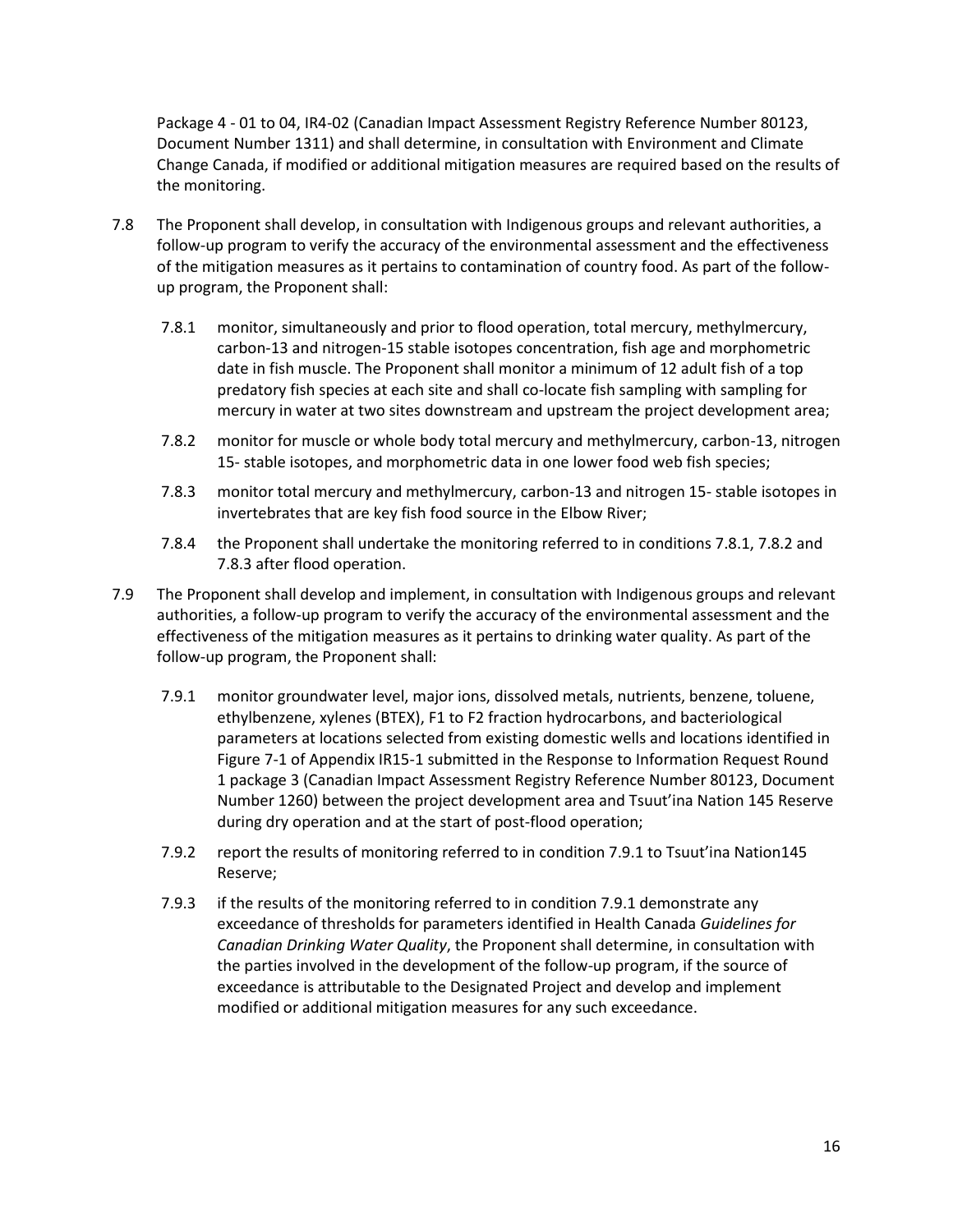Package 4 - 01 to 04, IR4-02 (Canadian Impact Assessment Registry Reference Number 80123, Document Number 1311) and shall determine, in consultation with Environment and Climate Change Canada, if modified or additional mitigation measures are required based on the results of the monitoring.

7.8 The Proponent shall develop, in consultation with Indigenous groups and relevant authorities, a follow-up program to verify the accuracy of the environmental assessment and the effectiveness of the mitigation measures as it pertains to contamination of country food. As part of the follow-up program, the Proponent shall:

   7.8.1 monitor, simultaneously and prior to flood operation, total mercury, methylmercury, carbon-13 and nitrogen-15 stable isotopes concentration, fish age and morphometric date in fish muscle. The Proponent shall monitor a minimum of 12 adult fish of a top predatory fish species at each site and shall co-locate fish sampling with sampling for mercury in water at two sites downstream and upstream the project development area;

   7.8.2 monitor for muscle or whole body total mercury and methylmercury, carbon-13, nitrogen 15- stable isotopes, and morphometric data in one lower food web fish species;

   7.8.3 monitor total mercury and methylmercury, carbon-13 and nitrogen 15- stable isotopes in invertebrates that are key fish food source in the Elbow River;

   7.8.4 the Proponent shall undertake the monitoring referred to in conditions 7.8.1, 7.8.2 and 7.8.3 after flood operation.

7.9 The Proponent shall develop and implement, in consultation with Indigenous groups and relevant authorities, a follow-up program to verify the accuracy of the environmental assessment and the effectiveness of the mitigation measures as it pertains to drinking water quality. As part of the follow-up program, the Proponent shall:

   7.9.1 monitor groundwater level, major ions, dissolved metals, nutrients, benzene, toluene, ethylbenzene, xylenes (BTEX), F1 to F2 fraction hydrocarbons, and bacteriological parameters at locations selected from existing domestic wells and locations identified in Figure 7-1 of Appendix IR15-1 submitted in the Response to Information Request Round 1 package 3 (Canadian Impact Assessment Registry Reference Number 80123, Document Number 1260) between the project development area and Tsuut'ina Nation 145 Reserve during dry operation and at the start of post-flood operation;

   7.9.2 report the results of monitoring referred to in condition 7.9.1 to Tsuut'ina Nation145 Reserve;

   7.9.3 if the results of the monitoring referred to in condition 7.9.1 demonstrate any exceedance of thresholds for parameters identified in Health Canada *Guidelines for Canadian Drinking Water Quality*, the Proponent shall determine, in consultation with the parties involved in the development of the follow-up program, if the source of exceedance is attributable to the Designated Project and develop and implement modified or additional mitigation measures for any such exceedance.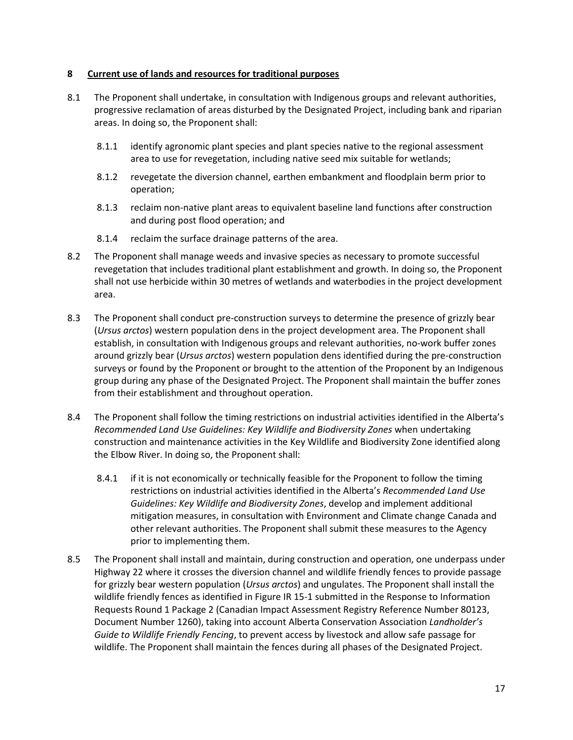## 8 Current use of lands and resources for traditional purposes

8.1 The Proponent shall undertake, in consultation with Indigenous groups and relevant authorities, progressive reclamation of areas disturbed by the Designated Project, including bank and riparian areas. In doing so, the Proponent shall:

8.1.1 identify agronomic plant species and plant species native to the regional assessment area to use for revegetation, including native seed mix suitable for wetlands;

8.1.2 revegetate the diversion channel, earthen embankment and floodplain berm prior to operation;

8.1.3 reclaim non-native plant areas to equivalent baseline land functions after construction and during post flood operation; and

8.1.4 reclaim the surface drainage patterns of the area.

8.2 The Proponent shall manage weeds and invasive species as necessary to promote successful revegetation that includes traditional plant establishment and growth. In doing so, the Proponent shall not use herbicide within 30 metres of wetlands and waterbodies in the project development area.

8.3 The Proponent shall conduct pre-construction surveys to determine the presence of grizzly bear (*Ursus arctos*) western population dens in the project development area. The Proponent shall establish, in consultation with Indigenous groups and relevant authorities, no-work buffer zones around grizzly bear (*Ursus arctos*) western population dens identified during the pre-construction surveys or found by the Proponent or brought to the attention of the Proponent by an Indigenous group during any phase of the Designated Project. The Proponent shall maintain the buffer zones from their establishment and throughout operation.

8.4 The Proponent shall follow the timing restrictions on industrial activities identified in the Alberta's *Recommended Land Use Guidelines: Key Wildlife and Biodiversity Zones* when undertaking construction and maintenance activities in the Key Wildlife and Biodiversity Zone identified along the Elbow River. In doing so, the Proponent shall:

8.4.1 if it is not economically or technically feasible for the Proponent to follow the timing restrictions on industrial activities identified in the Alberta's *Recommended Land Use Guidelines: Key Wildlife and Biodiversity Zones*, develop and implement additional mitigation measures, in consultation with Environment and Climate change Canada and other relevant authorities. The Proponent shall submit these measures to the Agency prior to implementing them.

8.5 The Proponent shall install and maintain, during construction and operation, one underpass under Highway 22 where it crosses the diversion channel and wildlife friendly fences to provide passage for grizzly bear western population (*Ursus arctos*) and ungulates. The Proponent shall install the wildlife friendly fences as identified in Figure IR 15-1 submitted in the Response to Information Requests Round 1 Package 2 (Canadian Impact Assessment Registry Reference Number 80123, Document Number 1260), taking into account Alberta Conservation Association *Landholder's Guide to Wildlife Friendly Fencing*, to prevent access by livestock and allow safe passage for wildlife. The Proponent shall maintain the fences during all phases of the Designated Project.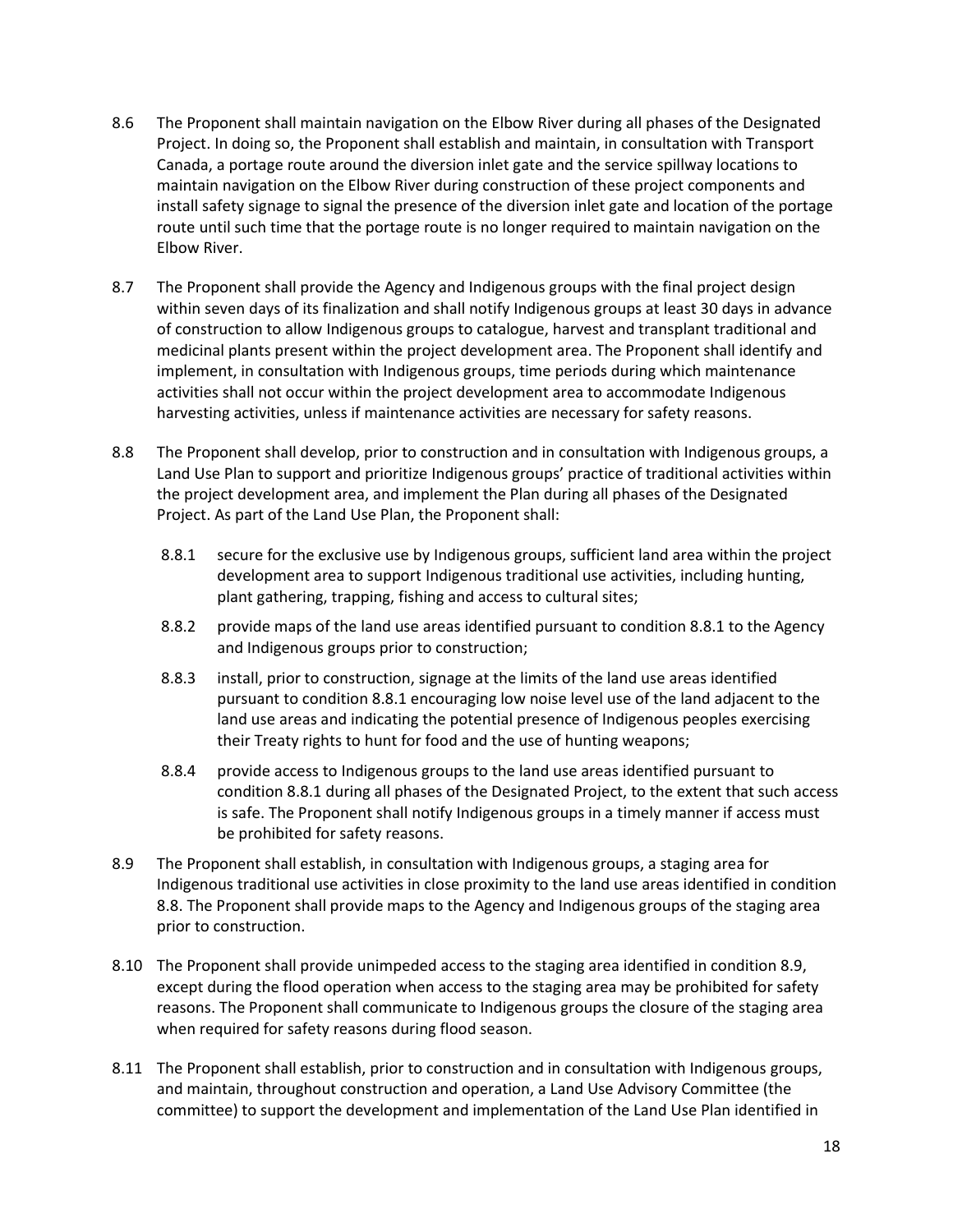8.6 The Proponent shall maintain navigation on the Elbow River during all phases of the Designated Project. In doing so, the Proponent shall establish and maintain, in consultation with Transport Canada, a portage route around the diversion inlet gate and the service spillway locations to maintain navigation on the Elbow River during construction of these project components and install safety signage to signal the presence of the diversion inlet gate and location of the portage route until such time that the portage route is no longer required to maintain navigation on the Elbow River.

8.7 The Proponent shall provide the Agency and Indigenous groups with the final project design within seven days of its finalization and shall notify Indigenous groups at least 30 days in advance of construction to allow Indigenous groups to catalogue, harvest and transplant traditional and medicinal plants present within the project development area. The Proponent shall identify and implement, in consultation with Indigenous groups, time periods during which maintenance activities shall not occur within the project development area to accommodate Indigenous harvesting activities, unless if maintenance activities are necessary for safety reasons.

8.8 The Proponent shall develop, prior to construction and in consultation with Indigenous groups, a Land Use Plan to support and prioritize Indigenous groups' practice of traditional activities within the project development area, and implement the Plan during all phases of the Designated Project. As part of the Land Use Plan, the Proponent shall:

- 8.8.1 secure for the exclusive use by Indigenous groups, sufficient land area within the project development area to support Indigenous traditional use activities, including hunting, plant gathering, trapping, fishing and access to cultural sites;
- 8.8.2 provide maps of the land use areas identified pursuant to condition 8.8.1 to the Agency and Indigenous groups prior to construction;
- 8.8.3 install, prior to construction, signage at the limits of the land use areas identified pursuant to condition 8.8.1 encouraging low noise level use of the land adjacent to the land use areas and indicating the potential presence of Indigenous peoples exercising their Treaty rights to hunt for food and the use of hunting weapons;
- 8.8.4 provide access to Indigenous groups to the land use areas identified pursuant to condition 8.8.1 during all phases of the Designated Project, to the extent that such access is safe. The Proponent shall notify Indigenous groups in a timely manner if access must be prohibited for safety reasons.

8.9 The Proponent shall establish, in consultation with Indigenous groups, a staging area for Indigenous traditional use activities in close proximity to the land use areas identified in condition 8.8. The Proponent shall provide maps to the Agency and Indigenous groups of the staging area prior to construction.

8.10 The Proponent shall provide unimpeded access to the staging area identified in condition 8.9, except during the flood operation when access to the staging area may be prohibited for safety reasons. The Proponent shall communicate to Indigenous groups the closure of the staging area when required for safety reasons during flood season.

8.11 The Proponent shall establish, prior to construction and in consultation with Indigenous groups, and maintain, throughout construction and operation, a Land Use Advisory Committee (the committee) to support the development and implementation of the Land Use Plan identified in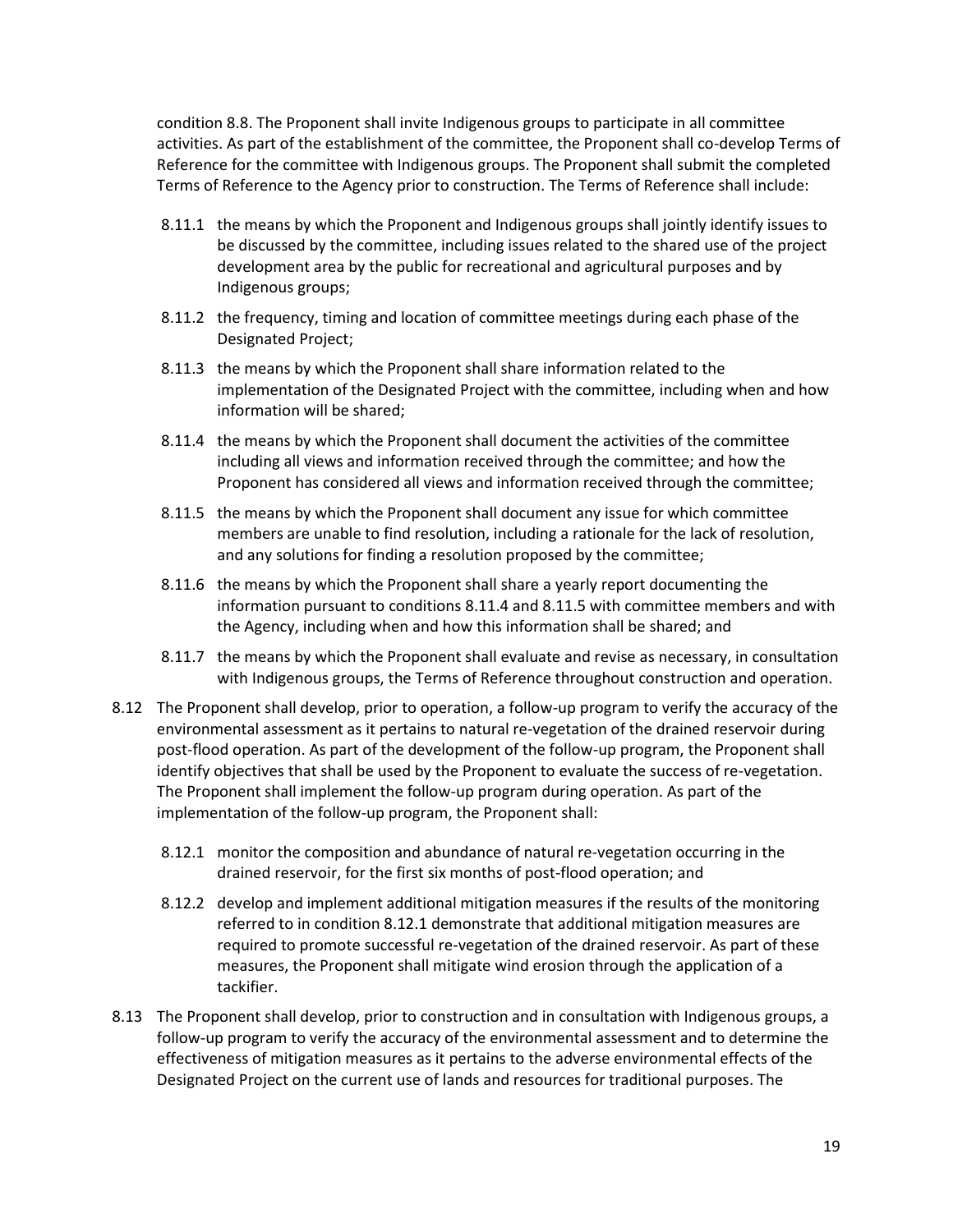condition 8.8. The Proponent shall invite Indigenous groups to participate in all committee activities. As part of the establishment of the committee, the Proponent shall co-develop Terms of Reference for the committee with Indigenous groups. The Proponent shall submit the completed Terms of Reference to the Agency prior to construction. The Terms of Reference shall include:

- 8.11.1 the means by which the Proponent and Indigenous groups shall jointly identify issues to be discussed by the committee, including issues related to the shared use of the project development area by the public for recreational and agricultural purposes and by Indigenous groups;
- 8.11.2 the frequency, timing and location of committee meetings during each phase of the Designated Project;
- 8.11.3 the means by which the Proponent shall share information related to the implementation of the Designated Project with the committee, including when and how information will be shared;
- 8.11.4 the means by which the Proponent shall document the activities of the committee including all views and information received through the committee; and how the Proponent has considered all views and information received through the committee;
- 8.11.5 the means by which the Proponent shall document any issue for which committee members are unable to find resolution, including a rationale for the lack of resolution, and any solutions for finding a resolution proposed by the committee;
- 8.11.6 the means by which the Proponent shall share a yearly report documenting the information pursuant to conditions 8.11.4 and 8.11.5 with committee members and with the Agency, including when and how this information shall be shared; and
- 8.11.7 the means by which the Proponent shall evaluate and revise as necessary, in consultation with Indigenous groups, the Terms of Reference throughout construction and operation.

8.12 The Proponent shall develop, prior to operation, a follow-up program to verify the accuracy of the environmental assessment as it pertains to natural re-vegetation of the drained reservoir during post-flood operation. As part of the development of the follow-up program, the Proponent shall identify objectives that shall be used by the Proponent to evaluate the success of re-vegetation. The Proponent shall implement the follow-up program during operation. As part of the implementation of the follow-up program, the Proponent shall:

- 8.12.1 monitor the composition and abundance of natural re-vegetation occurring in the drained reservoir, for the first six months of post-flood operation; and
- 8.12.2 develop and implement additional mitigation measures if the results of the monitoring referred to in condition 8.12.1 demonstrate that additional mitigation measures are required to promote successful re-vegetation of the drained reservoir. As part of these measures, the Proponent shall mitigate wind erosion through the application of a tackifier.

8.13 The Proponent shall develop, prior to construction and in consultation with Indigenous groups, a follow-up program to verify the accuracy of the environmental assessment and to determine the effectiveness of mitigation measures as it pertains to the adverse environmental effects of the Designated Project on the current use of lands and resources for traditional purposes. The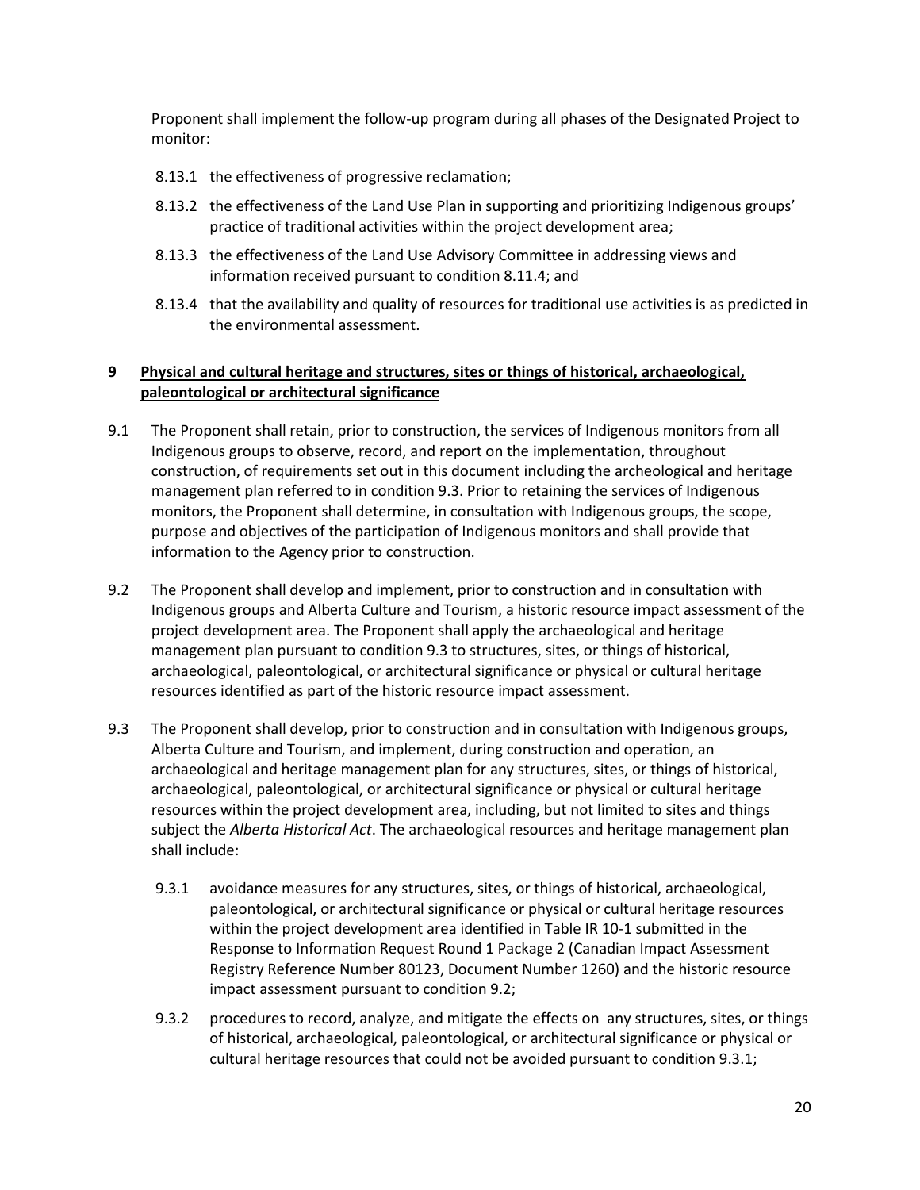Proponent shall implement the follow-up program during all phases of the Designated Project to monitor:

- 8.13.1 the effectiveness of progressive reclamation;
- 8.13.2 the effectiveness of the Land Use Plan in supporting and prioritizing Indigenous groups' practice of traditional activities within the project development area;
- 8.13.3 the effectiveness of the Land Use Advisory Committee in addressing views and information received pursuant to condition 8.11.4; and
- 8.13.4 that the availability and quality of resources for traditional use activities is as predicted in the environmental assessment.

## 9 Physical and cultural heritage and structures, sites or things of historical, archaeological, paleontological or architectural significance

9.1 The Proponent shall retain, prior to construction, the services of Indigenous monitors from all Indigenous groups to observe, record, and report on the implementation, throughout construction, of requirements set out in this document including the archeological and heritage management plan referred to in condition 9.3. Prior to retaining the services of Indigenous monitors, the Proponent shall determine, in consultation with Indigenous groups, the scope, purpose and objectives of the participation of Indigenous monitors and shall provide that information to the Agency prior to construction.

9.2 The Proponent shall develop and implement, prior to construction and in consultation with Indigenous groups and Alberta Culture and Tourism, a historic resource impact assessment of the project development area. The Proponent shall apply the archaeological and heritage management plan pursuant to condition 9.3 to structures, sites, or things of historical, archaeological, paleontological, or architectural significance or physical or cultural heritage resources identified as part of the historic resource impact assessment.

9.3 The Proponent shall develop, prior to construction and in consultation with Indigenous groups, Alberta Culture and Tourism, and implement, during construction and operation, an archaeological and heritage management plan for any structures, sites, or things of historical, archaeological, paleontological, or architectural significance or physical or cultural heritage resources within the project development area, including, but not limited to sites and things subject the *Alberta Historical Act*. The archaeological resources and heritage management plan shall include:

- 9.3.1 avoidance measures for any structures, sites, or things of historical, archaeological, paleontological, or architectural significance or physical or cultural heritage resources within the project development area identified in Table IR 10-1 submitted in the Response to Information Request Round 1 Package 2 (Canadian Impact Assessment Registry Reference Number 80123, Document Number 1260) and the historic resource impact assessment pursuant to condition 9.2;
- 9.3.2 procedures to record, analyze, and mitigate the effects on any structures, sites, or things of historical, archaeological, paleontological, or architectural significance or physical or cultural heritage resources that could not be avoided pursuant to condition 9.3.1;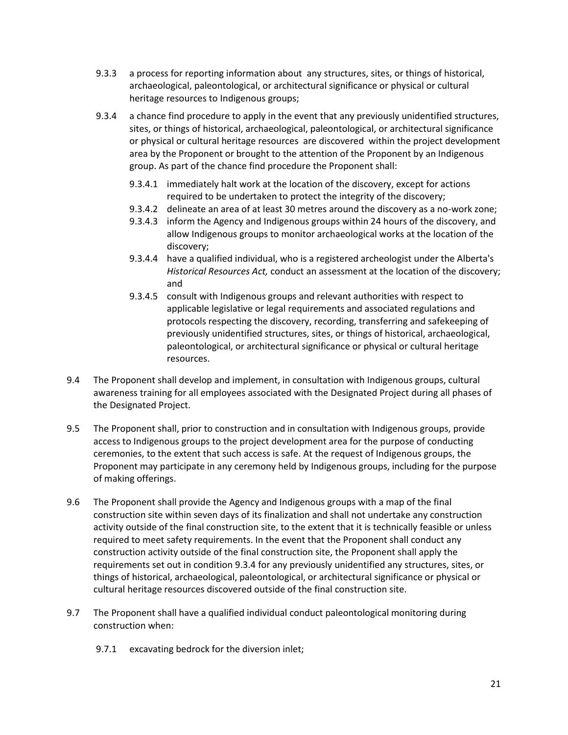9.3.3 a process for reporting information about any structures, sites, or things of historical, archaeological, paleontological, or architectural significance or physical or cultural heritage resources to Indigenous groups;

9.3.4 a chance find procedure to apply in the event that any previously unidentified structures, sites, or things of historical, archaeological, paleontological, or architectural significance or physical or cultural heritage resources are discovered within the project development area by the Proponent or brought to the attention of the Proponent by an Indigenous group. As part of the chance find procedure the Proponent shall:

9.3.4.1 immediately halt work at the location of the discovery, except for actions required to be undertaken to protect the integrity of the discovery;

9.3.4.2 delineate an area of at least 30 metres around the discovery as a no-work zone;

9.3.4.3 inform the Agency and Indigenous groups within 24 hours of the discovery, and allow Indigenous groups to monitor archaeological works at the location of the discovery;

9.3.4.4 have a qualified individual, who is a registered archeologist under the Alberta's *Historical Resources Act,* conduct an assessment at the location of the discovery; and

9.3.4.5 consult with Indigenous groups and relevant authorities with respect to applicable legislative or legal requirements and associated regulations and protocols respecting the discovery, recording, transferring and safekeeping of previously unidentified structures, sites, or things of historical, archaeological, paleontological, or architectural significance or physical or cultural heritage resources.

9.4 The Proponent shall develop and implement, in consultation with Indigenous groups, cultural awareness training for all employees associated with the Designated Project during all phases of the Designated Project.

9.5 The Proponent shall, prior to construction and in consultation with Indigenous groups, provide access to Indigenous groups to the project development area for the purpose of conducting ceremonies, to the extent that such access is safe. At the request of Indigenous groups, the Proponent may participate in any ceremony held by Indigenous groups, including for the purpose of making offerings.

9.6 The Proponent shall provide the Agency and Indigenous groups with a map of the final construction site within seven days of its finalization and shall not undertake any construction activity outside of the final construction site, to the extent that it is technically feasible or unless required to meet safety requirements. In the event that the Proponent shall conduct any construction activity outside of the final construction site, the Proponent shall apply the requirements set out in condition 9.3.4 for any previously unidentified any structures, sites, or things of historical, archaeological, paleontological, or architectural significance or physical or cultural heritage resources discovered outside of the final construction site.

9.7 The Proponent shall have a qualified individual conduct paleontological monitoring during construction when:

9.7.1 excavating bedrock for the diversion inlet;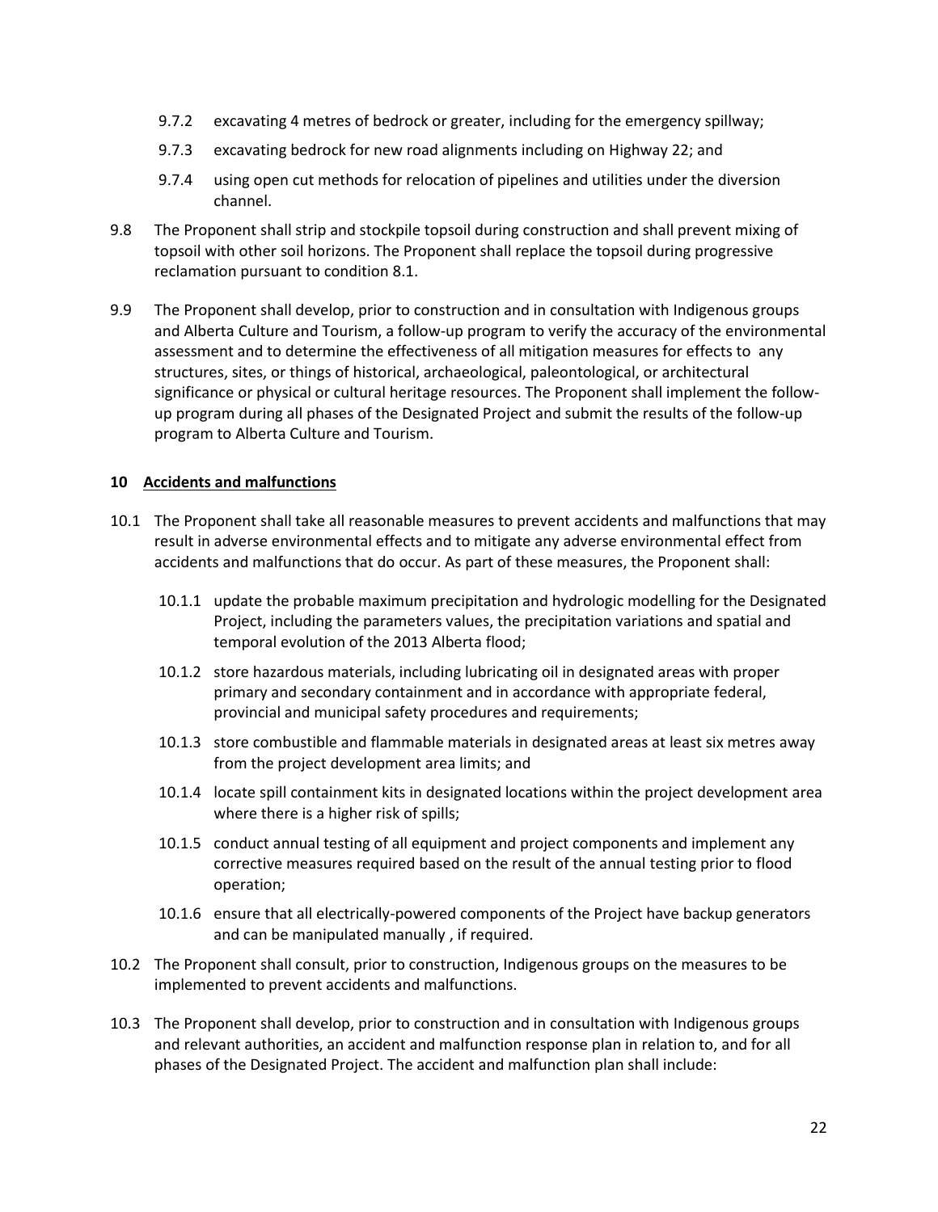9.7.2 excavating 4 metres of bedrock or greater, including for the emergency spillway;

9.7.3 excavating bedrock for new road alignments including on Highway 22; and

9.7.4 using open cut methods for relocation of pipelines and utilities under the diversion channel.

9.8 The Proponent shall strip and stockpile topsoil during construction and shall prevent mixing of topsoil with other soil horizons. The Proponent shall replace the topsoil during progressive reclamation pursuant to condition 8.1.

9.9 The Proponent shall develop, prior to construction and in consultation with Indigenous groups and Alberta Culture and Tourism, a follow-up program to verify the accuracy of the environmental assessment and to determine the effectiveness of all mitigation measures for effects to any structures, sites, or things of historical, archaeological, paleontological, or architectural significance or physical or cultural heritage resources. The Proponent shall implement the follow-up program during all phases of the Designated Project and submit the results of the follow-up program to Alberta Culture and Tourism.

## 10 Accidents and malfunctions

10.1 The Proponent shall take all reasonable measures to prevent accidents and malfunctions that may result in adverse environmental effects and to mitigate any adverse environmental effect from accidents and malfunctions that do occur. As part of these measures, the Proponent shall:

10.1.1 update the probable maximum precipitation and hydrologic modelling for the Designated Project, including the parameters values, the precipitation variations and spatial and temporal evolution of the 2013 Alberta flood;

10.1.2 store hazardous materials, including lubricating oil in designated areas with proper primary and secondary containment and in accordance with appropriate federal, provincial and municipal safety procedures and requirements;

10.1.3 store combustible and flammable materials in designated areas at least six metres away from the project development area limits; and

10.1.4 locate spill containment kits in designated locations within the project development area where there is a higher risk of spills;

10.1.5 conduct annual testing of all equipment and project components and implement any corrective measures required based on the result of the annual testing prior to flood operation;

10.1.6 ensure that all electrically-powered components of the Project have backup generators and can be manipulated manually , if required.

10.2 The Proponent shall consult, prior to construction, Indigenous groups on the measures to be implemented to prevent accidents and malfunctions.

10.3 The Proponent shall develop, prior to construction and in consultation with Indigenous groups and relevant authorities, an accident and malfunction response plan in relation to, and for all phases of the Designated Project. The accident and malfunction plan shall include: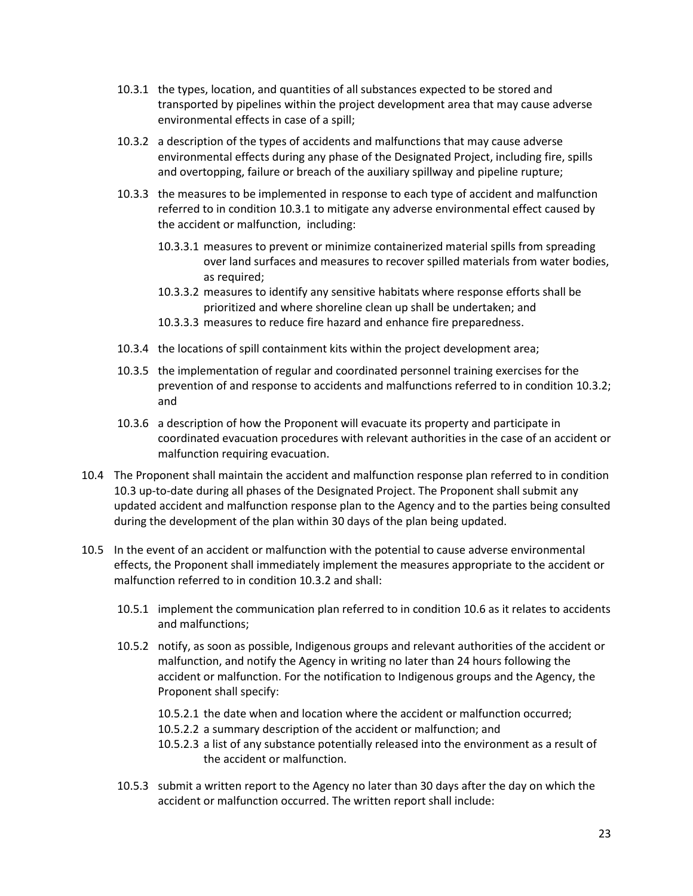10.3.1 the types, location, and quantities of all substances expected to be stored and transported by pipelines within the project development area that may cause adverse environmental effects in case of a spill;

10.3.2 a description of the types of accidents and malfunctions that may cause adverse environmental effects during any phase of the Designated Project, including fire, spills and overtopping, failure or breach of the auxiliary spillway and pipeline rupture;

10.3.3 the measures to be implemented in response to each type of accident and malfunction referred to in condition 10.3.1 to mitigate any adverse environmental effect caused by the accident or malfunction, including:

- 10.3.3.1 measures to prevent or minimize containerized material spills from spreading over land surfaces and measures to recover spilled materials from water bodies, as required;
- 10.3.3.2 measures to identify any sensitive habitats where response efforts shall be prioritized and where shoreline clean up shall be undertaken; and
- 10.3.3.3 measures to reduce fire hazard and enhance fire preparedness.

10.3.4 the locations of spill containment kits within the project development area;

10.3.5 the implementation of regular and coordinated personnel training exercises for the prevention of and response to accidents and malfunctions referred to in condition 10.3.2; and

10.3.6 a description of how the Proponent will evacuate its property and participate in coordinated evacuation procedures with relevant authorities in the case of an accident or malfunction requiring evacuation.

10.4 The Proponent shall maintain the accident and malfunction response plan referred to in condition 10.3 up-to-date during all phases of the Designated Project. The Proponent shall submit any updated accident and malfunction response plan to the Agency and to the parties being consulted during the development of the plan within 30 days of the plan being updated.

10.5 In the event of an accident or malfunction with the potential to cause adverse environmental effects, the Proponent shall immediately implement the measures appropriate to the accident or malfunction referred to in condition 10.3.2 and shall:

10.5.1 implement the communication plan referred to in condition 10.6 as it relates to accidents and malfunctions;

10.5.2 notify, as soon as possible, Indigenous groups and relevant authorities of the accident or malfunction, and notify the Agency in writing no later than 24 hours following the accident or malfunction. For the notification to Indigenous groups and the Agency, the Proponent shall specify:

- 10.5.2.1 the date when and location where the accident or malfunction occurred;
- 10.5.2.2 a summary description of the accident or malfunction; and
- 10.5.2.3 a list of any substance potentially released into the environment as a result of the accident or malfunction.

10.5.3 submit a written report to the Agency no later than 30 days after the day on which the accident or malfunction occurred. The written report shall include: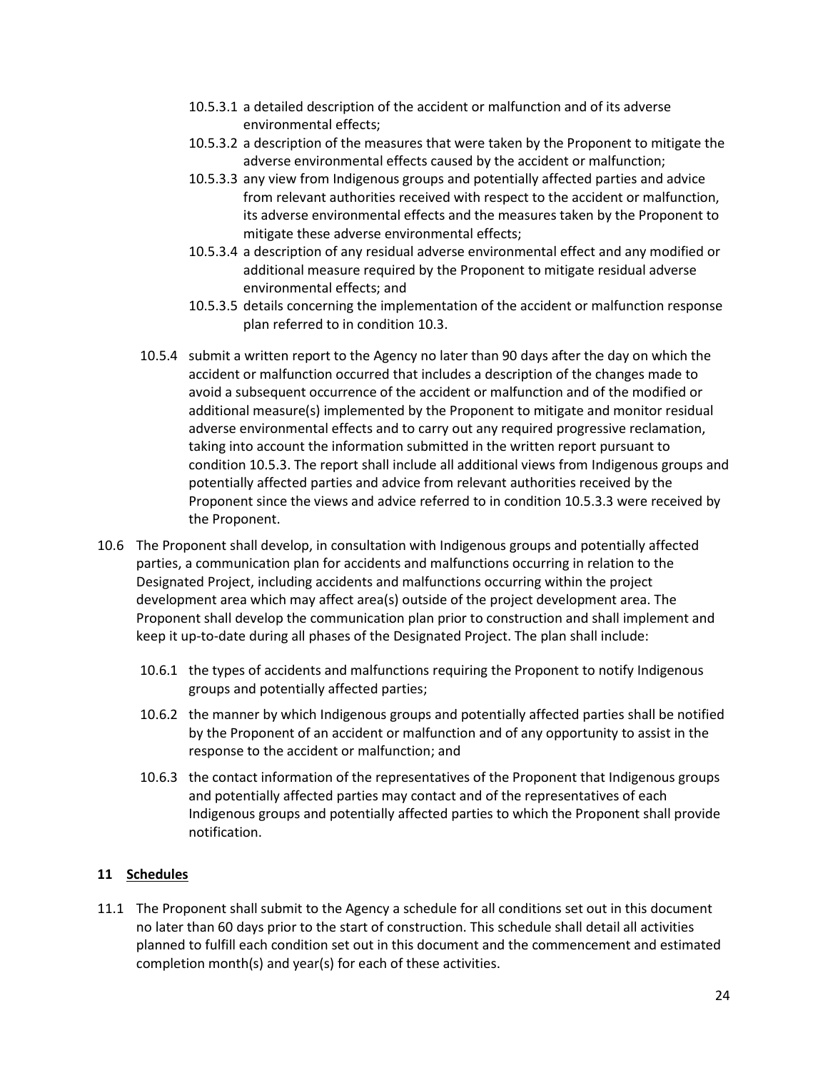10.5.3.1 a detailed description of the accident or malfunction and of its adverse environmental effects;

10.5.3.2 a description of the measures that were taken by the Proponent to mitigate the adverse environmental effects caused by the accident or malfunction;

10.5.3.3 any view from Indigenous groups and potentially affected parties and advice from relevant authorities received with respect to the accident or malfunction, its adverse environmental effects and the measures taken by the Proponent to mitigate these adverse environmental effects;

10.5.3.4 a description of any residual adverse environmental effect and any modified or additional measure required by the Proponent to mitigate residual adverse environmental effects; and

10.5.3.5 details concerning the implementation of the accident or malfunction response plan referred to in condition 10.3.

10.5.4 submit a written report to the Agency no later than 90 days after the day on which the accident or malfunction occurred that includes a description of the changes made to avoid a subsequent occurrence of the accident or malfunction and of the modified or additional measure(s) implemented by the Proponent to mitigate and monitor residual adverse environmental effects and to carry out any required progressive reclamation, taking into account the information submitted in the written report pursuant to condition 10.5.3. The report shall include all additional views from Indigenous groups and potentially affected parties and advice from relevant authorities received by the Proponent since the views and advice referred to in condition 10.5.3.3 were received by the Proponent.

10.6 The Proponent shall develop, in consultation with Indigenous groups and potentially affected parties, a communication plan for accidents and malfunctions occurring in relation to the Designated Project, including accidents and malfunctions occurring within the project development area which may affect area(s) outside of the project development area. The Proponent shall develop the communication plan prior to construction and shall implement and keep it up-to-date during all phases of the Designated Project. The plan shall include:

10.6.1 the types of accidents and malfunctions requiring the Proponent to notify Indigenous groups and potentially affected parties;

10.6.2 the manner by which Indigenous groups and potentially affected parties shall be notified by the Proponent of an accident or malfunction and of any opportunity to assist in the response to the accident or malfunction; and

10.6.3 the contact information of the representatives of the Proponent that Indigenous groups and potentially affected parties may contact and of the representatives of each Indigenous groups and potentially affected parties to which the Proponent shall provide notification.

## 11 Schedules

11.1 The Proponent shall submit to the Agency a schedule for all conditions set out in this document no later than 60 days prior to the start of construction. This schedule shall detail all activities planned to fulfill each condition set out in this document and the commencement and estimated completion month(s) and year(s) for each of these activities.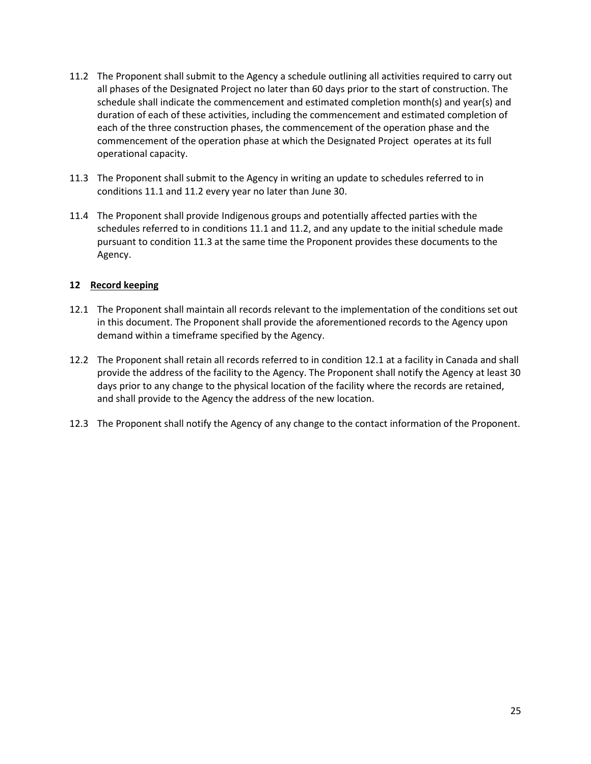11.2 The Proponent shall submit to the Agency a schedule outlining all activities required to carry out all phases of the Designated Project no later than 60 days prior to the start of construction. The schedule shall indicate the commencement and estimated completion month(s) and year(s) and duration of each of these activities, including the commencement and estimated completion of each of the three construction phases, the commencement of the operation phase and the commencement of the operation phase at which the Designated Project operates at its full operational capacity.

11.3 The Proponent shall submit to the Agency in writing an update to schedules referred to in conditions 11.1 and 11.2 every year no later than June 30.

11.4 The Proponent shall provide Indigenous groups and potentially affected parties with the schedules referred to in conditions 11.1 and 11.2, and any update to the initial schedule made pursuant to condition 11.3 at the same time the Proponent provides these documents to the Agency.

## 12 Record keeping

12.1 The Proponent shall maintain all records relevant to the implementation of the conditions set out in this document. The Proponent shall provide the aforementioned records to the Agency upon demand within a timeframe specified by the Agency.

12.2 The Proponent shall retain all records referred to in condition 12.1 at a facility in Canada and shall provide the address of the facility to the Agency. The Proponent shall notify the Agency at least 30 days prior to any change to the physical location of the facility where the records are retained, and shall provide to the Agency the address of the new location.

12.3 The Proponent shall notify the Agency of any change to the contact information of the Proponent.